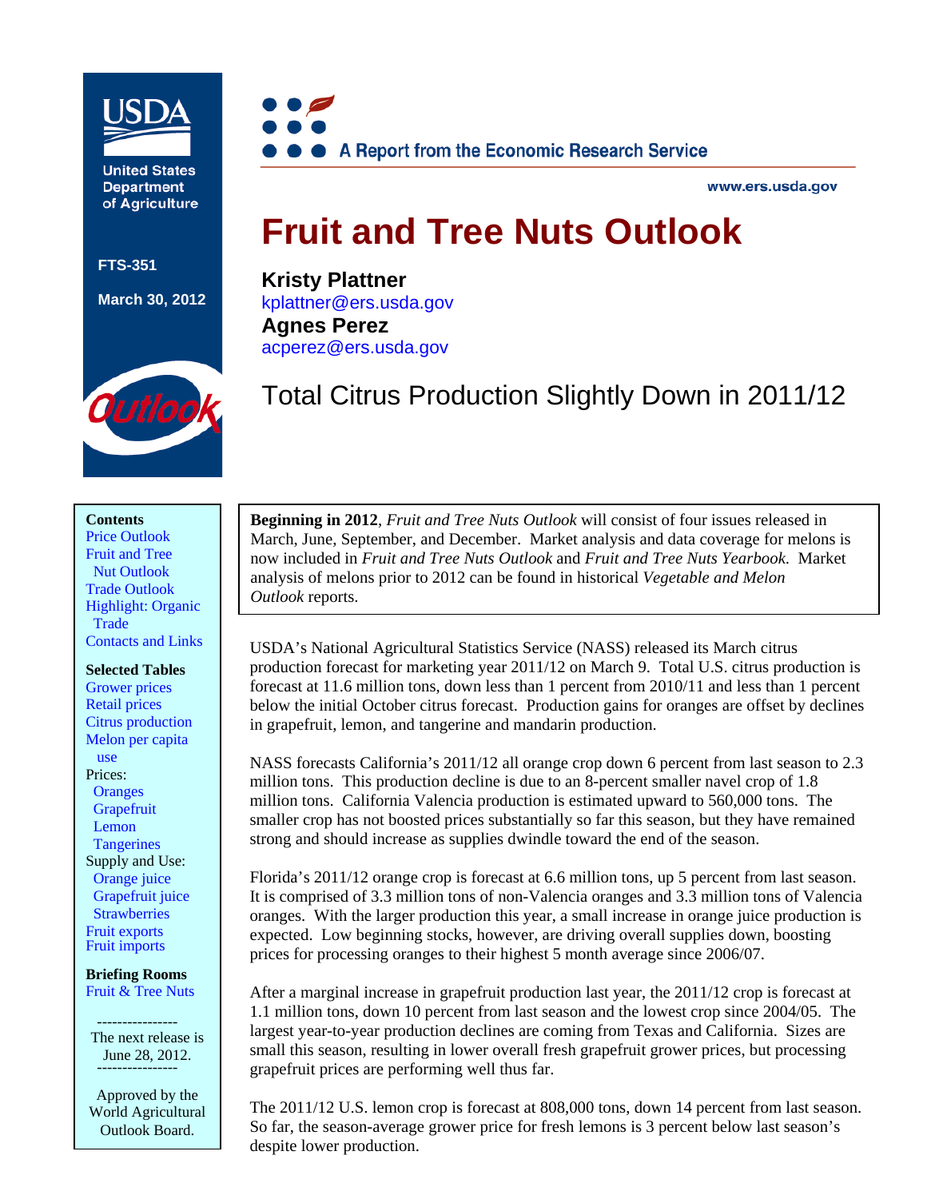United States Department of Agriculture

FTS-351

March 30, 2012

A Report from the Economic Research Service

www.ers.usda.gov

# Fruit and Tree Nuts Outlook

**Kristy Plattner**
kplattner@ers.usda.gov
**Agnes Perez**
acperez@ers.usda.gov

## Total Citrus Production Slightly Down in 2011/12

**Contents**
Price Outlook
Fruit and Tree Nut Outlook
Trade Outlook
Highlight: Organic Trade
Contacts and Links

**Selected Tables**
Grower prices
Retail prices
Citrus production
Melon per capita use
Prices:
- Oranges
- Grapefruit
- Lemon
- Tangerines

Supply and Use:
- Orange juice
- Grapefruit juice
- Strawberries

Fruit exports
Fruit imports

**Briefing Rooms**
Fruit & Tree Nuts

The next release is June 28, 2012.

Approved by the World Agricultural Outlook Board.

**Beginning in 2012**, *Fruit and Tree Nuts Outlook* will consist of four issues released in March, June, September, and December. Market analysis and data coverage for melons is now included in *Fruit and Tree Nuts Outlook* and *Fruit and Tree Nuts Yearbook.* Market analysis of melons prior to 2012 can be found in historical *Vegetable and Melon Outlook* reports.

USDA's National Agricultural Statistics Service (NASS) released its March citrus production forecast for marketing year 2011/12 on March 9. Total U.S. citrus production is forecast at 11.6 million tons, down less than 1 percent from 2010/11 and less than 1 percent below the initial October citrus forecast. Production gains for oranges are offset by declines in grapefruit, lemon, and tangerine and mandarin production.

NASS forecasts California's 2011/12 all orange crop down 6 percent from last season to 2.3 million tons. This production decline is due to an 8-percent smaller navel crop of 1.8 million tons. California Valencia production is estimated upward to 560,000 tons. The smaller crop has not boosted prices substantially so far this season, but they have remained strong and should increase as supplies dwindle toward the end of the season.

Florida's 2011/12 orange crop is forecast at 6.6 million tons, up 5 percent from last season. It is comprised of 3.3 million tons of non-Valencia oranges and 3.3 million tons of Valencia oranges. With the larger production this year, a small increase in orange juice production is expected. Low beginning stocks, however, are driving overall supplies down, boosting prices for processing oranges to their highest 5 month average since 2006/07.

After a marginal increase in grapefruit production last year, the 2011/12 crop is forecast at 1.1 million tons, down 10 percent from last season and the lowest crop since 2004/05. The largest year-to-year production declines are coming from Texas and California. Sizes are small this season, resulting in lower overall fresh grapefruit grower prices, but processing grapefruit prices are performing well thus far.

The 2011/12 U.S. lemon crop is forecast at 808,000 tons, down 14 percent from last season. So far, the season-average grower price for fresh lemons is 3 percent below last season's despite lower production.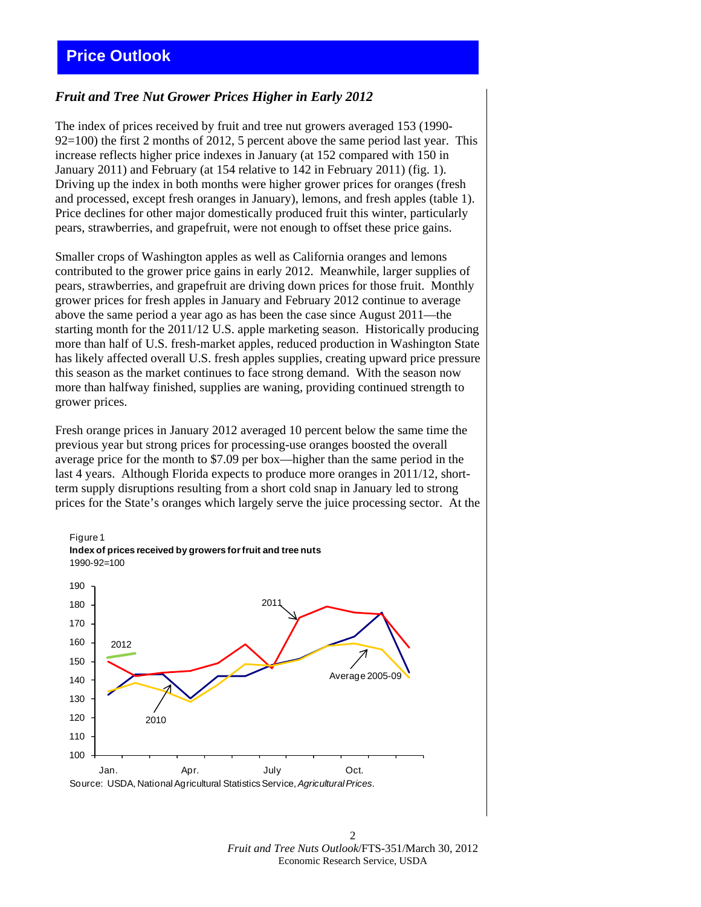## Price Outlook

### *Fruit and Tree Nut Grower Prices Higher in Early 2012*

The index of prices received by fruit and tree nut growers averaged 153 (1990-92=100) the first 2 months of 2012, 5 percent above the same period last year. This increase reflects higher price indexes in January (at 152 compared with 150 in January 2011) and February (at 154 relative to 142 in February 2011) (fig. 1). Driving up the index in both months were higher grower prices for oranges (fresh and processed, except fresh oranges in January), lemons, and fresh apples (table 1). Price declines for other major domestically produced fruit this winter, particularly pears, strawberries, and grapefruit, were not enough to offset these price gains.

Smaller crops of Washington apples as well as California oranges and lemons contributed to the grower price gains in early 2012. Meanwhile, larger supplies of pears, strawberries, and grapefruit are driving down prices for those fruit. Monthly grower prices for fresh apples in January and February 2012 continue to average above the same period a year ago as has been the case since August 2011—the starting month for the 2011/12 U.S. apple marketing season. Historically producing more than half of U.S. fresh-market apples, reduced production in Washington State has likely affected overall U.S. fresh apples supplies, creating upward price pressure this season as the market continues to face strong demand. With the season now more than halfway finished, supplies are waning, providing continued strength to grower prices.

Fresh orange prices in January 2012 averaged 10 percent below the same time the previous year but strong prices for processing-use oranges boosted the overall average price for the month to $7.09 per box—higher than the same period in the last 4 years. Although Florida expects to produce more oranges in 2011/12, short-term supply disruptions resulting from a short cold snap in January led to strong prices for the State's oranges which largely serve the juice processing sector. At the

Figure 1
**Index of prices received by growers for fruit and tree nuts**
1990-92=100

Source: USDA, National Agricultural Statistics Service, *Agricultural Prices*.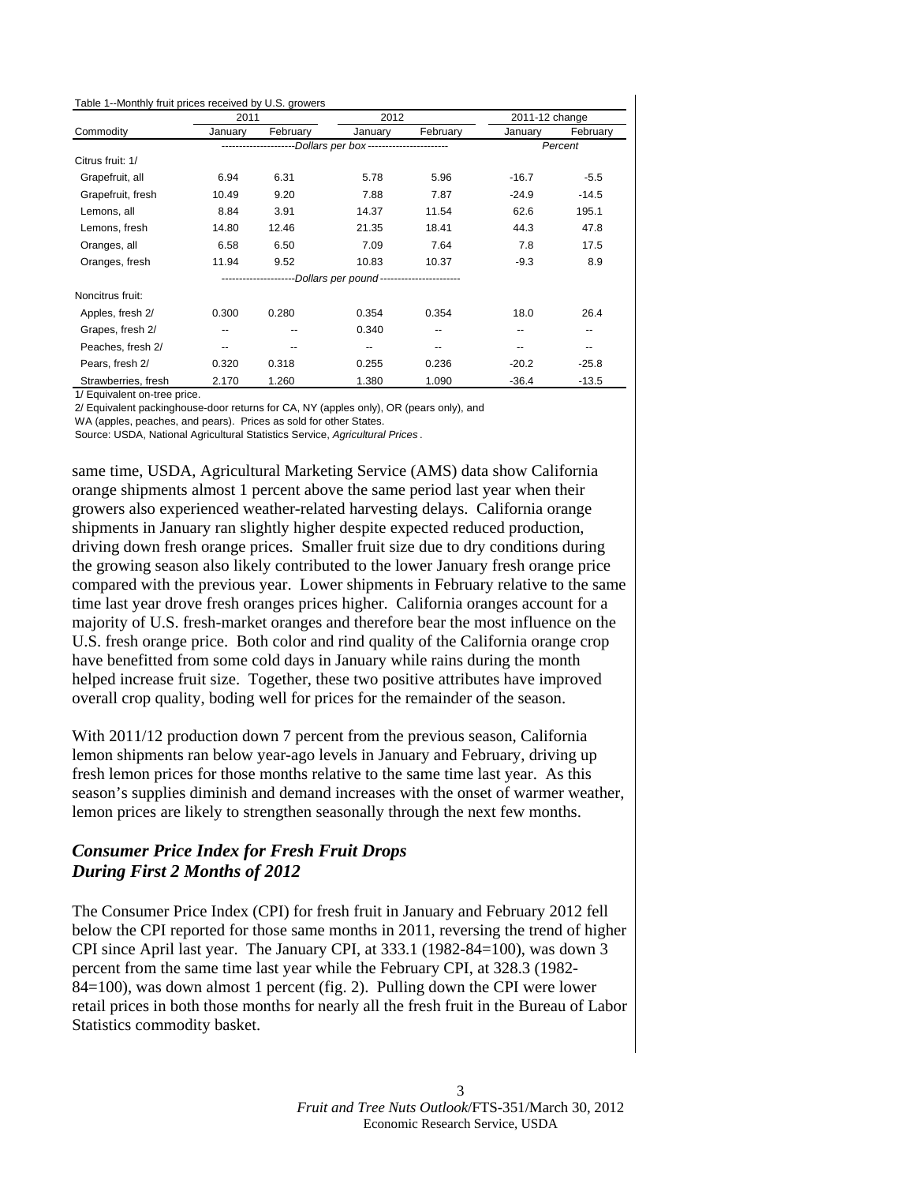Table 1--Monthly fruit prices received by U.S. growers

| Commodity | 2011 | | 2012 | | 2011-12 change | |
|---|---|---|---|---|---|---|
| | January | February | January | February | January | February |
| | Dollars per box | | | | Percent | |
| Citrus fruit: 1/ | | | | | | |
| Grapefruit, all | 6.94 | 6.31 | 5.78 | 5.96 | -16.7 | -5.5 |
| Grapefruit, fresh | 10.49 | 9.20 | 7.88 | 7.87 | -24.9 | -14.5 |
| Lemons, all | 8.84 | 3.91 | 14.37 | 11.54 | 62.6 | 195.1 |
| Lemons, fresh | 14.80 | 12.46 | 21.35 | 18.41 | 44.3 | 47.8 |
| Oranges, all | 6.58 | 6.50 | 7.09 | 7.64 | 7.8 | 17.5 |
| Oranges, fresh | 11.94 | 9.52 | 10.83 | 10.37 | -9.3 | 8.9 |
| | Dollars per pound | | | | | |
| Noncitrus fruit: | | | | | | |
| Apples, fresh 2/ | 0.300 | 0.280 | 0.354 | 0.354 | 18.0 | 26.4 |
| Grapes, fresh 2/ | -- | -- | 0.340 | -- | -- | -- |
| Peaches, fresh 2/ | -- | -- | -- | -- | -- | -- |
| Pears, fresh 2/ | 0.320 | 0.318 | 0.255 | 0.236 | -20.2 | -25.8 |
| Strawberries, fresh | 2.170 | 1.260 | 1.380 | 1.090 | -36.4 | -13.5 |

1/ Equivalent on-tree price.

2/ Equivalent packinghouse-door returns for CA, NY (apples only), OR (pears only), and WA (apples, peaches, and pears). Prices as sold for other States.

Source: USDA, National Agricultural Statistics Service, *Agricultural Prices*.

same time, USDA, Agricultural Marketing Service (AMS) data show California orange shipments almost 1 percent above the same period last year when their growers also experienced weather-related harvesting delays. California orange shipments in January ran slightly higher despite expected reduced production, driving down fresh orange prices. Smaller fruit size due to dry conditions during the growing season also likely contributed to the lower January fresh orange price compared with the previous year. Lower shipments in February relative to the same time last year drove fresh oranges prices higher. California oranges account for a majority of U.S. fresh-market oranges and therefore bear the most influence on the U.S. fresh orange price. Both color and rind quality of the California orange crop have benefitted from some cold days in January while rains during the month helped increase fruit size. Together, these two positive attributes have improved overall crop quality, boding well for prices for the remainder of the season.

With 2011/12 production down 7 percent from the previous season, California lemon shipments ran below year-ago levels in January and February, driving up fresh lemon prices for those months relative to the same time last year. As this season's supplies diminish and demand increases with the onset of warmer weather, lemon prices are likely to strengthen seasonally through the next few months.

## *Consumer Price Index for Fresh Fruit Drops During First 2 Months of 2012*

The Consumer Price Index (CPI) for fresh fruit in January and February 2012 fell below the CPI reported for those same months in 2011, reversing the trend of higher CPI since April last year. The January CPI, at 333.1 (1982-84=100), was down 3 percent from the same time last year while the February CPI, at 328.3 (1982-84=100), was down almost 1 percent (fig. 2). Pulling down the CPI were lower retail prices in both those months for nearly all the fresh fruit in the Bureau of Labor Statistics commodity basket.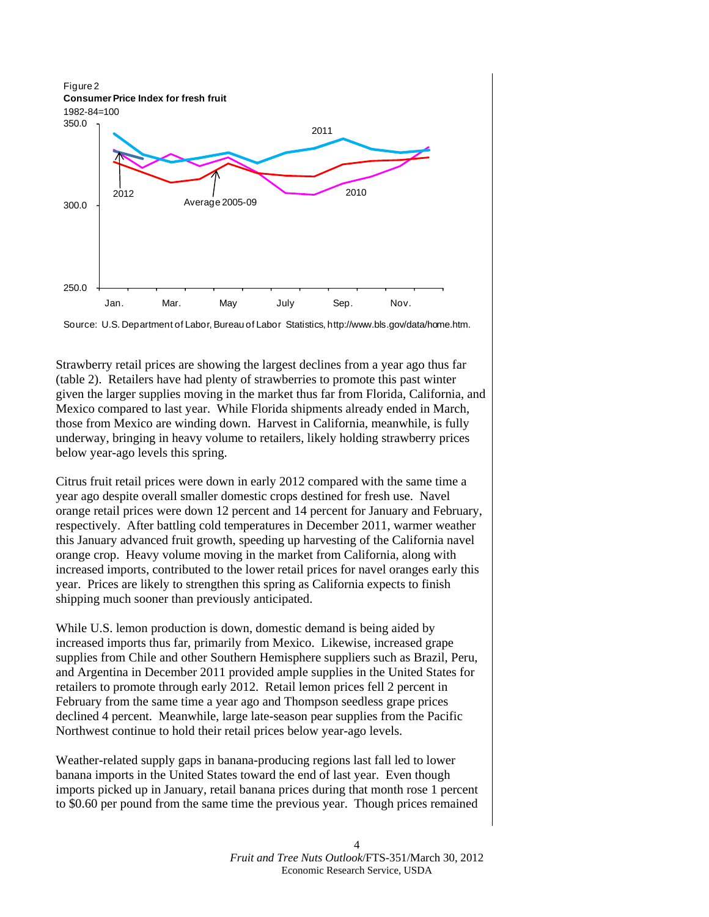Figure 2

**Consumer Price Index for fresh fruit**

1982-84=100

Source: U.S. Department of Labor, Bureau of Labor Statistics, http://www.bls.gov/data/home.htm.

Strawberry retail prices are showing the largest declines from a year ago thus far (table 2). Retailers have had plenty of strawberries to promote this past winter given the larger supplies moving in the market thus far from Florida, California, and Mexico compared to last year. While Florida shipments already ended in March, those from Mexico are winding down. Harvest in California, meanwhile, is fully underway, bringing in heavy volume to retailers, likely holding strawberry prices below year-ago levels this spring.

Citrus fruit retail prices were down in early 2012 compared with the same time a year ago despite overall smaller domestic crops destined for fresh use. Navel orange retail prices were down 12 percent and 14 percent for January and February, respectively. After battling cold temperatures in December 2011, warmer weather this January advanced fruit growth, speeding up harvesting of the California navel orange crop. Heavy volume moving in the market from California, along with increased imports, contributed to the lower retail prices for navel oranges early this year. Prices are likely to strengthen this spring as California expects to finish shipping much sooner than previously anticipated.

While U.S. lemon production is down, domestic demand is being aided by increased imports thus far, primarily from Mexico. Likewise, increased grape supplies from Chile and other Southern Hemisphere suppliers such as Brazil, Peru, and Argentina in December 2011 provided ample supplies in the United States for retailers to promote through early 2012. Retail lemon prices fell 2 percent in February from the same time a year ago and Thompson seedless grape prices declined 4 percent. Meanwhile, large late-season pear supplies from the Pacific Northwest continue to hold their retail prices below year-ago levels.

Weather-related supply gaps in banana-producing regions last fall led to lower banana imports in the United States toward the end of last year. Even though imports picked up in January, retail banana prices during that month rose 1 percent to $0.60 per pound from the same time the previous year. Though prices remained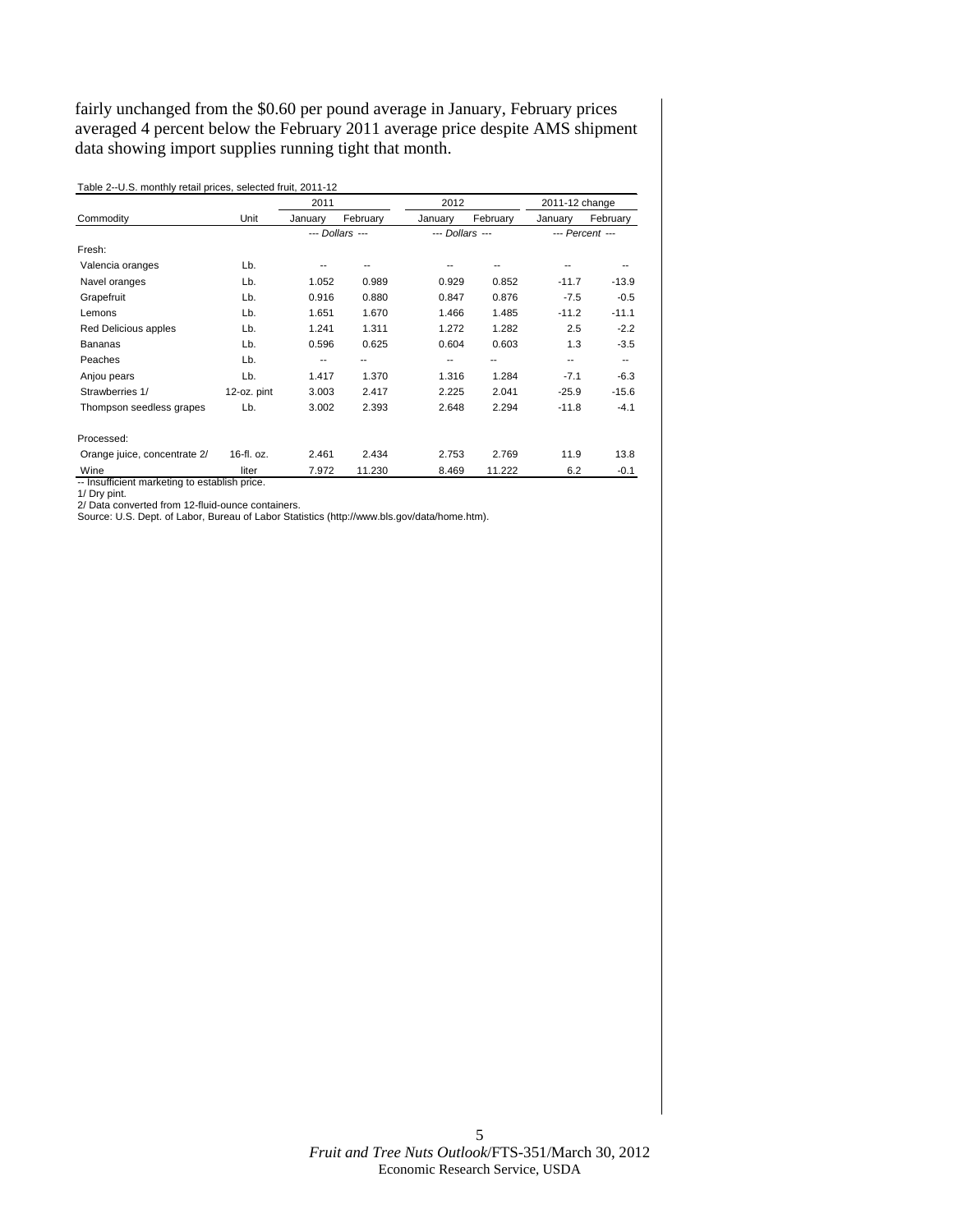fairly unchanged from the $0.60 per pound average in January, February prices averaged 4 percent below the February 2011 average price despite AMS shipment data showing import supplies running tight that month.

Table 2--U.S. monthly retail prices, selected fruit, 2011-12

| Commodity | Unit | 2011 | | 2012 | | 2011-12 change | |
|---|---|---|---|---|---|---|---|
| | | January | February | January | February | January | February |
| | | --- Dollars --- | | --- Dollars --- | | --- Percent --- | |
| Fresh: | | | | | | | |
| Valencia oranges | Lb. | -- | -- | -- | -- | -- | -- |
| Navel oranges | Lb. | 1.052 | 0.989 | 0.929 | 0.852 | -11.7 | -13.9 |
| Grapefruit | Lb. | 0.916 | 0.880 | 0.847 | 0.876 | -7.5 | -0.5 |
| Lemons | Lb. | 1.651 | 1.670 | 1.466 | 1.485 | -11.2 | -11.1 |
| Red Delicious apples | Lb. | 1.241 | 1.311 | 1.272 | 1.282 | 2.5 | -2.2 |
| Bananas | Lb. | 0.596 | 0.625 | 0.604 | 0.603 | 1.3 | -3.5 |
| Peaches | Lb. | -- | -- | -- | -- | -- | -- |
| Anjou pears | Lb. | 1.417 | 1.370 | 1.316 | 1.284 | -7.1 | -6.3 |
| Strawberries 1/ | 12-oz. pint | 3.003 | 2.417 | 2.225 | 2.041 | -25.9 | -15.6 |
| Thompson seedless grapes | Lb. | 3.002 | 2.393 | 2.648 | 2.294 | -11.8 | -4.1 |
| Processed: | | | | | | | |
| Orange juice, concentrate 2/ | 16-fl. oz. | 2.461 | 2.434 | 2.753 | 2.769 | 11.9 | 13.8 |
| Wine | liter | 7.972 | 11.230 | 8.469 | 11.222 | 6.2 | -0.1 |

-- Insufficient marketing to establish price.
1/ Dry pint.
2/ Data converted from 12-fluid-ounce containers.
Source: U.S. Dept. of Labor, Bureau of Labor Statistics (http://www.bls.gov/data/home.htm).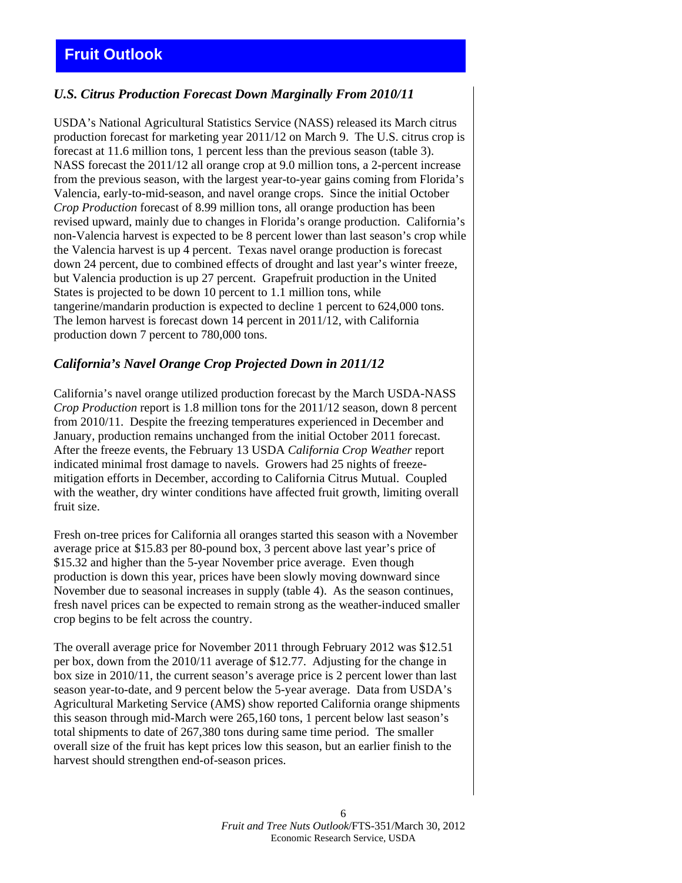# Fruit Outlook

### *U.S. Citrus Production Forecast Down Marginally From 2010/11*

USDA's National Agricultural Statistics Service (NASS) released its March citrus production forecast for marketing year 2011/12 on March 9. The U.S. citrus crop is forecast at 11.6 million tons, 1 percent less than the previous season (table 3). NASS forecast the 2011/12 all orange crop at 9.0 million tons, a 2-percent increase from the previous season, with the largest year-to-year gains coming from Florida's Valencia, early-to-mid-season, and navel orange crops. Since the initial October *Crop Production* forecast of 8.99 million tons, all orange production has been revised upward, mainly due to changes in Florida's orange production. California's non-Valencia harvest is expected to be 8 percent lower than last season's crop while the Valencia harvest is up 4 percent. Texas navel orange production is forecast down 24 percent, due to combined effects of drought and last year's winter freeze, but Valencia production is up 27 percent. Grapefruit production in the United States is projected to be down 10 percent to 1.1 million tons, while tangerine/mandarin production is expected to decline 1 percent to 624,000 tons. The lemon harvest is forecast down 14 percent in 2011/12, with California production down 7 percent to 780,000 tons.

### *California's Navel Orange Crop Projected Down in 2011/12*

California's navel orange utilized production forecast by the March USDA-NASS *Crop Production* report is 1.8 million tons for the 2011/12 season, down 8 percent from 2010/11. Despite the freezing temperatures experienced in December and January, production remains unchanged from the initial October 2011 forecast. After the freeze events, the February 13 USDA *California Crop Weather* report indicated minimal frost damage to navels. Growers had 25 nights of freeze-mitigation efforts in December, according to California Citrus Mutual. Coupled with the weather, dry winter conditions have affected fruit growth, limiting overall fruit size.

Fresh on-tree prices for California all oranges started this season with a November average price at $15.83 per 80-pound box, 3 percent above last year's price of $15.32 and higher than the 5-year November price average. Even though production is down this year, prices have been slowly moving downward since November due to seasonal increases in supply (table 4). As the season continues, fresh navel prices can be expected to remain strong as the weather-induced smaller crop begins to be felt across the country.

The overall average price for November 2011 through February 2012 was $12.51 per box, down from the 2010/11 average of $12.77. Adjusting for the change in box size in 2010/11, the current season's average price is 2 percent lower than last season year-to-date, and 9 percent below the 5-year average. Data from USDA's Agricultural Marketing Service (AMS) show reported California orange shipments this season through mid-March were 265,160 tons, 1 percent below last season's total shipments to date of 267,380 tons during same time period. The smaller overall size of the fruit has kept prices low this season, but an earlier finish to the harvest should strengthen end-of-season prices.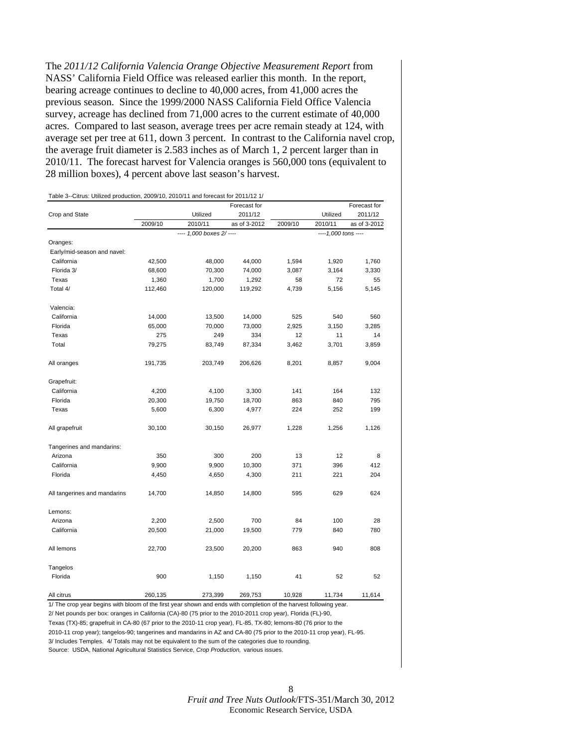The *2011/12 California Valencia Orange Objective Measurement Report* from NASS' California Field Office was released earlier this month. In the report, bearing acreage continues to decline to 40,000 acres, from 41,000 acres the previous season. Since the 1999/2000 NASS California Field Office Valencia survey, acreage has declined from 71,000 acres to the current estimate of 40,000 acres. Compared to last season, average trees per acre remain steady at 124, with average set per tree at 611, down 3 percent. In contrast to the California navel crop, the average fruit diameter is 2.583 inches as of March 1, 2 percent larger than in 2010/11. The forecast harvest for Valencia oranges is 560,000 tons (equivalent to 28 million boxes), 4 percent above last season's harvest.

Table 3--Citrus: Utilized production, 2009/10, 2010/11 and forecast for 2011/12 1/

| Crop and State | | Utilized | Forecast for 2011/12 | | Utilized | Forecast for 2011/12 |
|---|---|---|---|---|---|---|
| | 2009/10 | 2010/11 | as of 3-2012 | 2009/10 | 2010/11 | as of 3-2012 |
| | ---- 1,000 boxes 2/ ---- | | | ----1,000 tons ---- | | |
| Oranges: | | | | | | |
| Early/mid-season and navel: | | | | | | |
| California | 42,500 | 48,000 | 44,000 | 1,594 | 1,920 | 1,760 |
| Florida 3/ | 68,600 | 70,300 | 74,000 | 3,087 | 3,164 | 3,330 |
| Texas | 1,360 | 1,700 | 1,292 | 58 | 72 | 55 |
| Total 4/ | 112,460 | 120,000 | 119,292 | 4,739 | 5,156 | 5,145 |
| Valencia: | | | | | | |
| California | 14,000 | 13,500 | 14,000 | 525 | 540 | 560 |
| Florida | 65,000 | 70,000 | 73,000 | 2,925 | 3,150 | 3,285 |
| Texas | 275 | 249 | 334 | 12 | 11 | 14 |
| Total | 79,275 | 83,749 | 87,334 | 3,462 | 3,701 | 3,859 |
| All oranges | 191,735 | 203,749 | 206,626 | 8,201 | 8,857 | 9,004 |
| Grapefruit: | | | | | | |
| California | 4,200 | 4,100 | 3,300 | 141 | 164 | 132 |
| Florida | 20,300 | 19,750 | 18,700 | 863 | 840 | 795 |
| Texas | 5,600 | 6,300 | 4,977 | 224 | 252 | 199 |
| All grapefruit | 30,100 | 30,150 | 26,977 | 1,228 | 1,256 | 1,126 |
| Tangerines and mandarins: | | | | | | |
| Arizona | 350 | 300 | 200 | 13 | 12 | 8 |
| California | 9,900 | 9,900 | 10,300 | 371 | 396 | 412 |
| Florida | 4,450 | 4,650 | 4,300 | 211 | 221 | 204 |
| All tangerines and mandarins | 14,700 | 14,850 | 14,800 | 595 | 629 | 624 |
| Lemons: | | | | | | |
| Arizona | 2,200 | 2,500 | 700 | 84 | 100 | 28 |
| California | 20,500 | 21,000 | 19,500 | 779 | 840 | 780 |
| All lemons | 22,700 | 23,500 | 20,200 | 863 | 940 | 808 |
| Tangelos | | | | | | |
| Florida | 900 | 1,150 | 1,150 | 41 | 52 | 52 |
| All citrus | 260,135 | 273,399 | 269,753 | 10,928 | 11,734 | 11,614 |

1/ The crop year begins with bloom of the first year shown and ends with completion of the harvest following year.
2/ Net pounds per box: oranges in California (CA)-80 (75 prior to the 2010-2011 crop year), Florida (FL)-90, Texas (TX)-85; grapefruit in CA-80 (67 prior to the 2010-11 crop year), FL-85, TX-80; lemons-80 (76 prior to the 2010-11 crop year); tangelos-90; tangerines and mandarins in AZ and CA-80 (75 prior to the 2010-11 crop year), FL-95.
3/ Includes Temples. 4/ Totals may not be equivalent to the sum of the categories due to rounding.
Source: USDA, National Agricultural Statistics Service, *Crop Production,* various issues.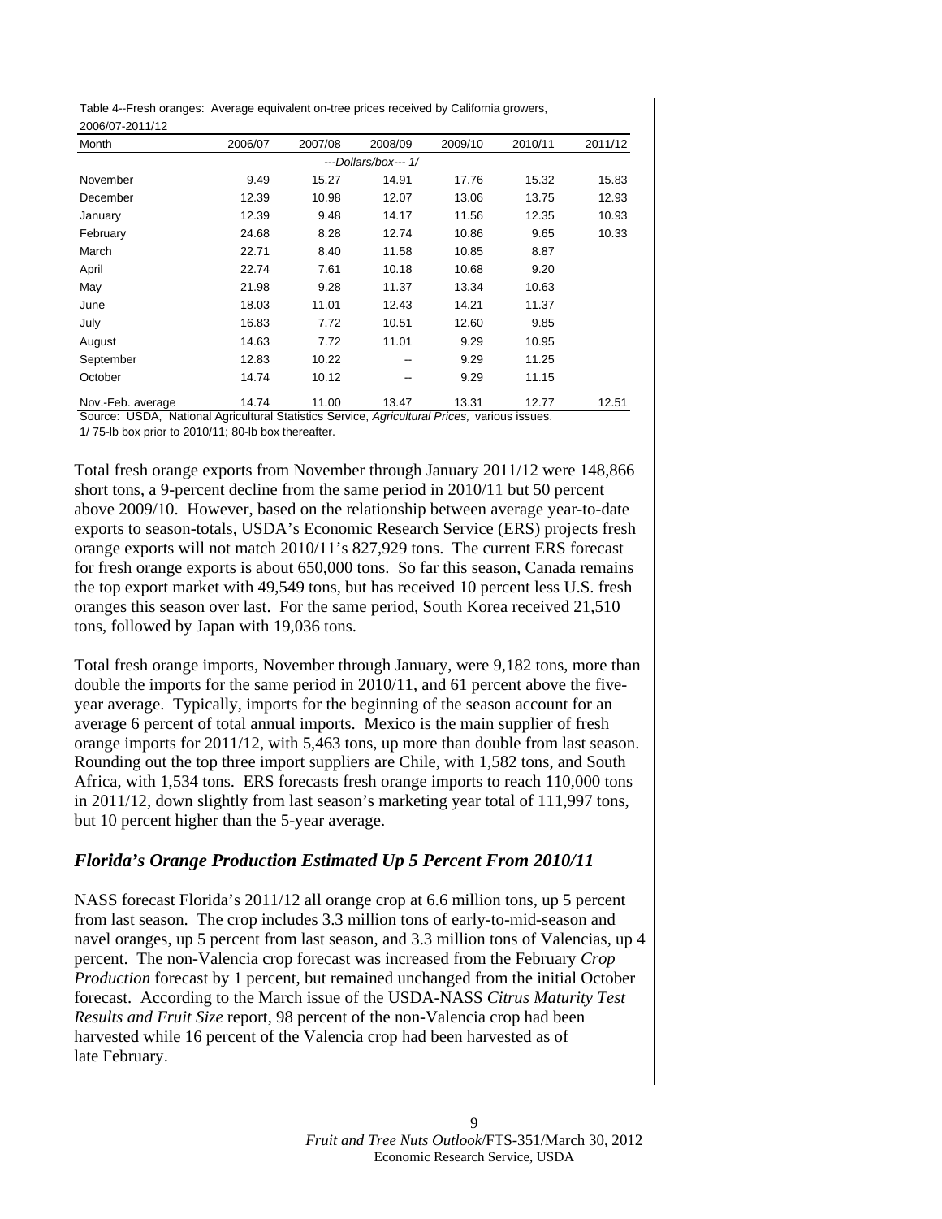Table 4--Fresh oranges: Average equivalent on-tree prices received by California growers, 2006/07-2011/12

| Month | 2006/07 | 2007/08 | 2008/09 | 2009/10 | 2010/11 | 2011/12 |
|---|---|---|---|---|---|---|
| | | | ---Dollars/box--- 1/ | | | |
| November | 9.49 | 15.27 | 14.91 | 17.76 | 15.32 | 15.83 |
| December | 12.39 | 10.98 | 12.07 | 13.06 | 13.75 | 12.93 |
| January | 12.39 | 9.48 | 14.17 | 11.56 | 12.35 | 10.93 |
| February | 24.68 | 8.28 | 12.74 | 10.86 | 9.65 | 10.33 |
| March | 22.71 | 8.40 | 11.58 | 10.85 | 8.87 | |
| April | 22.74 | 7.61 | 10.18 | 10.68 | 9.20 | |
| May | 21.98 | 9.28 | 11.37 | 13.34 | 10.63 | |
| June | 18.03 | 11.01 | 12.43 | 14.21 | 11.37 | |
| July | 16.83 | 7.72 | 10.51 | 12.60 | 9.85 | |
| August | 14.63 | 7.72 | 11.01 | 9.29 | 10.95 | |
| September | 12.83 | 10.22 | -- | 9.29 | 11.25 | |
| October | 14.74 | 10.12 | -- | 9.29 | 11.15 | |
| Nov.-Feb. average | 14.74 | 11.00 | 13.47 | 13.31 | 12.77 | 12.51 |

Source: USDA, National Agricultural Statistics Service, *Agricultural Prices,* various issues.

1/ 75-lb box prior to 2010/11; 80-lb box thereafter.

Total fresh orange exports from November through January 2011/12 were 148,866 short tons, a 9-percent decline from the same period in 2010/11 but 50 percent above 2009/10. However, based on the relationship between average year-to-date exports to season-totals, USDA's Economic Research Service (ERS) projects fresh orange exports will not match 2010/11's 827,929 tons. The current ERS forecast for fresh orange exports is about 650,000 tons. So far this season, Canada remains the top export market with 49,549 tons, but has received 10 percent less U.S. fresh oranges this season over last. For the same period, South Korea received 21,510 tons, followed by Japan with 19,036 tons.

Total fresh orange imports, November through January, were 9,182 tons, more than double the imports for the same period in 2010/11, and 61 percent above the five-year average. Typically, imports for the beginning of the season account for an average 6 percent of total annual imports. Mexico is the main supplier of fresh orange imports for 2011/12, with 5,463 tons, up more than double from last season. Rounding out the top three import suppliers are Chile, with 1,582 tons, and South Africa, with 1,534 tons. ERS forecasts fresh orange imports to reach 110,000 tons in 2011/12, down slightly from last season's marketing year total of 111,997 tons, but 10 percent higher than the 5-year average.

## *Florida's Orange Production Estimated Up 5 Percent From 2010/11*

NASS forecast Florida's 2011/12 all orange crop at 6.6 million tons, up 5 percent from last season. The crop includes 3.3 million tons of early-to-mid-season and navel oranges, up 5 percent from last season, and 3.3 million tons of Valencias, up 4 percent. The non-Valencia crop forecast was increased from the February *Crop Production* forecast by 1 percent, but remained unchanged from the initial October forecast. According to the March issue of the USDA-NASS *Citrus Maturity Test Results and Fruit Size* report, 98 percent of the non-Valencia crop had been harvested while 16 percent of the Valencia crop had been harvested as of late February.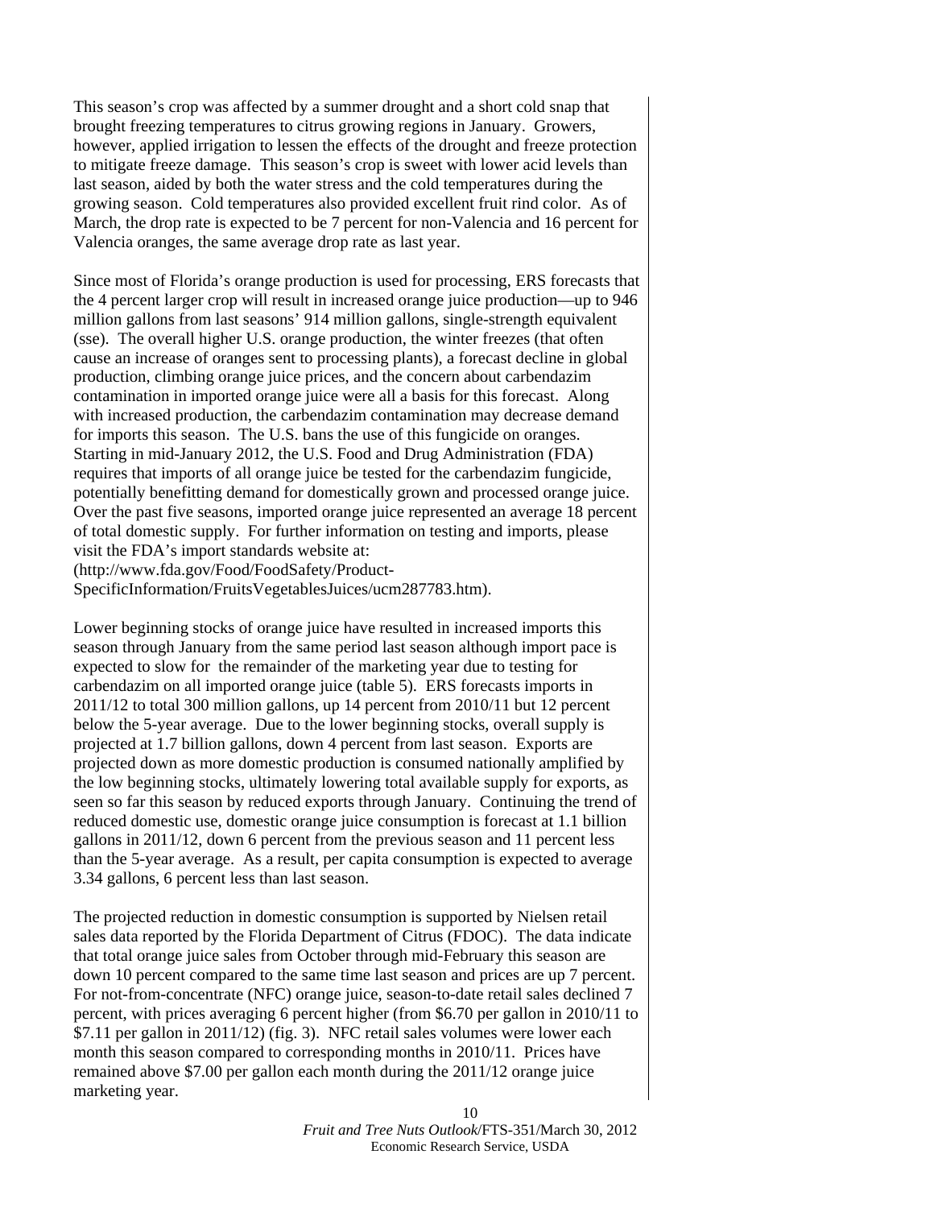This season's crop was affected by a summer drought and a short cold snap that brought freezing temperatures to citrus growing regions in January. Growers, however, applied irrigation to lessen the effects of the drought and freeze protection to mitigate freeze damage. This season's crop is sweet with lower acid levels than last season, aided by both the water stress and the cold temperatures during the growing season. Cold temperatures also provided excellent fruit rind color. As of March, the drop rate is expected to be 7 percent for non-Valencia and 16 percent for Valencia oranges, the same average drop rate as last year.

Since most of Florida's orange production is used for processing, ERS forecasts that the 4 percent larger crop will result in increased orange juice production—up to 946 million gallons from last seasons' 914 million gallons, single-strength equivalent (sse). The overall higher U.S. orange production, the winter freezes (that often cause an increase of oranges sent to processing plants), a forecast decline in global production, climbing orange juice prices, and the concern about carbendazim contamination in imported orange juice were all a basis for this forecast. Along with increased production, the carbendazim contamination may decrease demand for imports this season. The U.S. bans the use of this fungicide on oranges. Starting in mid-January 2012, the U.S. Food and Drug Administration (FDA) requires that imports of all orange juice be tested for the carbendazim fungicide, potentially benefitting demand for domestically grown and processed orange juice. Over the past five seasons, imported orange juice represented an average 18 percent of total domestic supply. For further information on testing and imports, please visit the FDA's import standards website at: (http://www.fda.gov/Food/FoodSafety/Product-SpecificInformation/FruitsVegetablesJuices/ucm287783.htm).

Lower beginning stocks of orange juice have resulted in increased imports this season through January from the same period last season although import pace is expected to slow for the remainder of the marketing year due to testing for carbendazim on all imported orange juice (table 5). ERS forecasts imports in 2011/12 to total 300 million gallons, up 14 percent from 2010/11 but 12 percent below the 5-year average. Due to the lower beginning stocks, overall supply is projected at 1.7 billion gallons, down 4 percent from last season. Exports are projected down as more domestic production is consumed nationally amplified by the low beginning stocks, ultimately lowering total available supply for exports, as seen so far this season by reduced exports through January. Continuing the trend of reduced domestic use, domestic orange juice consumption is forecast at 1.1 billion gallons in 2011/12, down 6 percent from the previous season and 11 percent less than the 5-year average. As a result, per capita consumption is expected to average 3.34 gallons, 6 percent less than last season.

The projected reduction in domestic consumption is supported by Nielsen retail sales data reported by the Florida Department of Citrus (FDOC). The data indicate that total orange juice sales from October through mid-February this season are down 10 percent compared to the same time last season and prices are up 7 percent. For not-from-concentrate (NFC) orange juice, season-to-date retail sales declined 7 percent, with prices averaging 6 percent higher (from $6.70 per gallon in 2010/11 to $7.11 per gallon in 2011/12) (fig. 3). NFC retail sales volumes were lower each month this season compared to corresponding months in 2010/11. Prices have remained above $7.00 per gallon each month during the 2011/12 orange juice marketing year.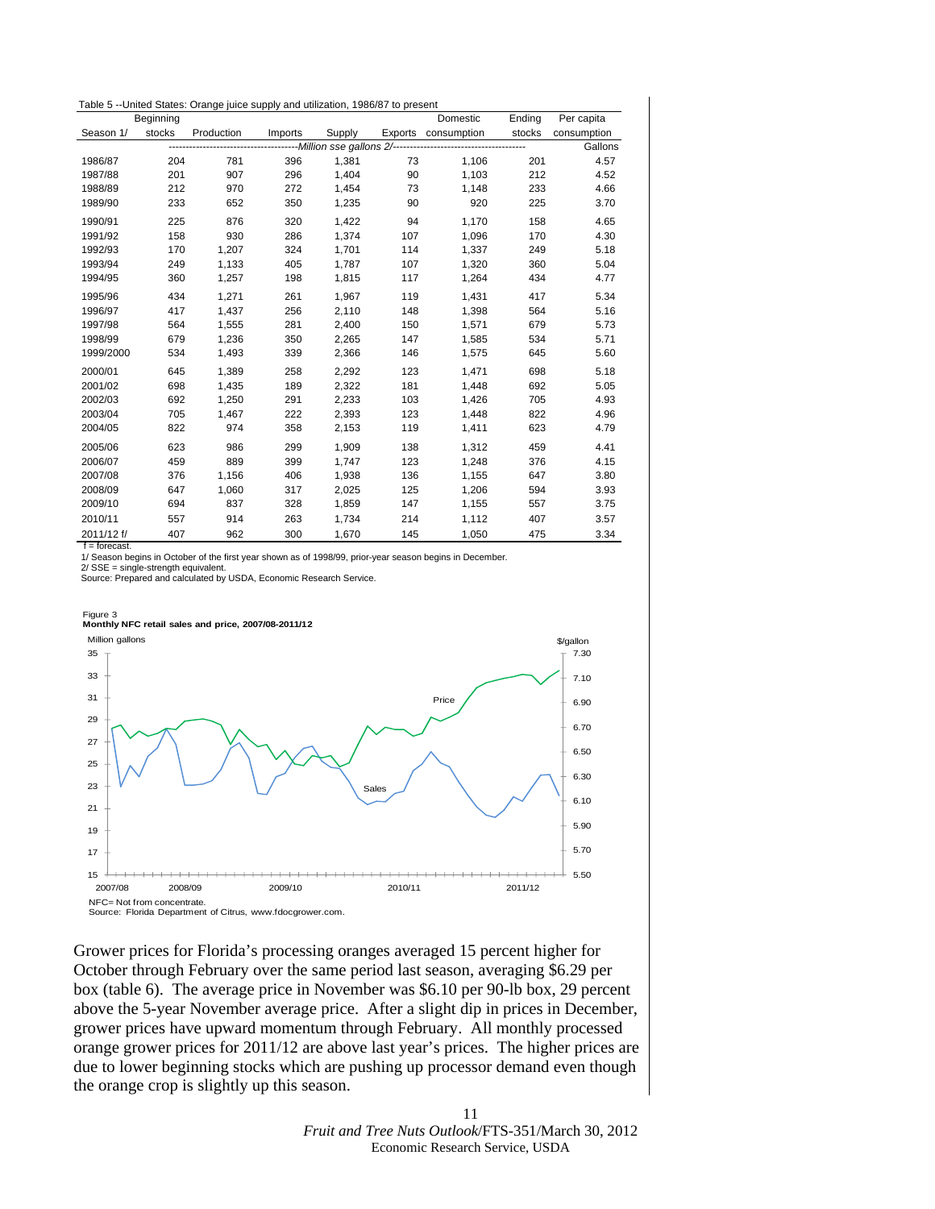Table 5 --United States: Orange juice supply and utilization, 1986/87 to present

| Season 1/ | Beginning stocks | Production | Imports | Supply | Exports | Domestic consumption | Ending stocks | Per capita consumption |
|---|---|---|---|---|---|---|---|---|
| | Million sse gallons 2/ | | | | | | | Gallons |
| 1986/87 | 204 | 781 | 396 | 1,381 | 73 | 1,106 | 201 | 4.57 |
| 1987/88 | 201 | 907 | 296 | 1,404 | 90 | 1,103 | 212 | 4.52 |
| 1988/89 | 212 | 970 | 272 | 1,454 | 73 | 1,148 | 233 | 4.66 |
| 1989/90 | 233 | 652 | 350 | 1,235 | 90 | 920 | 225 | 3.70 |
| 1990/91 | 225 | 876 | 320 | 1,422 | 94 | 1,170 | 158 | 4.65 |
| 1991/92 | 158 | 930 | 286 | 1,374 | 107 | 1,096 | 170 | 4.30 |
| 1992/93 | 170 | 1,207 | 324 | 1,701 | 114 | 1,337 | 249 | 5.18 |
| 1993/94 | 249 | 1,133 | 405 | 1,787 | 107 | 1,320 | 360 | 5.04 |
| 1994/95 | 360 | 1,257 | 198 | 1,815 | 117 | 1,264 | 434 | 4.77 |
| 1995/96 | 434 | 1,271 | 261 | 1,967 | 119 | 1,431 | 417 | 5.34 |
| 1996/97 | 417 | 1,437 | 256 | 2,110 | 148 | 1,398 | 564 | 5.16 |
| 1997/98 | 564 | 1,555 | 281 | 2,400 | 150 | 1,571 | 679 | 5.73 |
| 1998/99 | 679 | 1,236 | 350 | 2,265 | 147 | 1,585 | 534 | 5.71 |
| 1999/2000 | 534 | 1,493 | 339 | 2,366 | 146 | 1,575 | 645 | 5.60 |
| 2000/01 | 645 | 1,389 | 258 | 2,292 | 123 | 1,471 | 698 | 5.18 |
| 2001/02 | 698 | 1,435 | 189 | 2,322 | 181 | 1,448 | 692 | 5.05 |
| 2002/03 | 692 | 1,250 | 291 | 2,233 | 103 | 1,426 | 705 | 4.93 |
| 2003/04 | 705 | 1,467 | 222 | 2,393 | 123 | 1,448 | 822 | 4.96 |
| 2004/05 | 822 | 974 | 358 | 2,153 | 119 | 1,411 | 623 | 4.79 |
| 2005/06 | 623 | 986 | 299 | 1,909 | 138 | 1,312 | 459 | 4.41 |
| 2006/07 | 459 | 889 | 399 | 1,747 | 123 | 1,248 | 376 | 4.15 |
| 2007/08 | 376 | 1,156 | 406 | 1,938 | 136 | 1,155 | 647 | 3.80 |
| 2008/09 | 647 | 1,060 | 317 | 2,025 | 125 | 1,206 | 594 | 3.93 |
| 2009/10 | 694 | 837 | 328 | 1,859 | 147 | 1,155 | 557 | 3.75 |
| 2010/11 | 557 | 914 | 263 | 1,734 | 214 | 1,112 | 407 | 3.57 |
| 2011/12 f/ | 407 | 962 | 300 | 1,670 | 145 | 1,050 | 475 | 3.34 |

f = forecast.
1/ Season begins in October of the first year shown as of 1998/99, prior-year season begins in December.
2/ SSE = single-strength equivalent.
Source: Prepared and calculated by USDA, Economic Research Service.

Figure 3
**Monthly NFC retail sales and price, 2007/08-2011/12**

NFC= Not from concentrate.
Source: Florida Department of Citrus, www.fdocgrower.com.

Grower prices for Florida's processing oranges averaged 15 percent higher for October through February over the same period last season, averaging $6.29 per box (table 6). The average price in November was $6.10 per 90-lb box, 29 percent above the 5-year November average price. After a slight dip in prices in December, grower prices have upward momentum through February. All monthly processed orange grower prices for 2011/12 are above last year's prices. The higher prices are due to lower beginning stocks which are pushing up processor demand even though the orange crop is slightly up this season.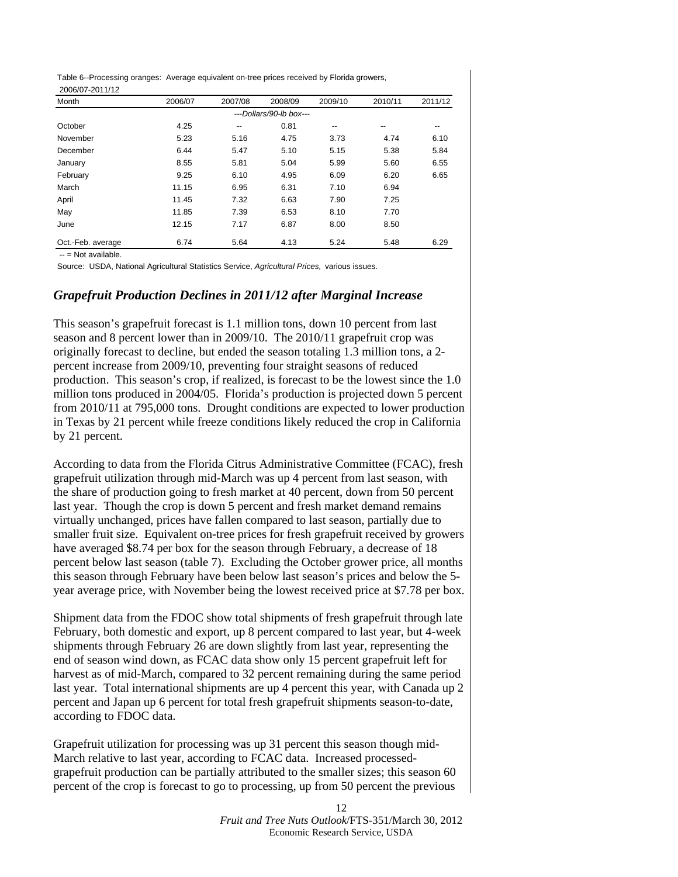Table 6--Processing oranges: Average equivalent on-tree prices received by Florida growers, 2006/07-2011/12

| Month | 2006/07 | 2007/08 | 2008/09 | 2009/10 | 2010/11 | 2011/12 |
|---|---|---|---|---|---|---|
| | ---Dollars/90-lb box--- | | | | | |
| October | 4.25 | -- | 0.81 | -- | -- | -- |
| November | 5.23 | 5.16 | 4.75 | 3.73 | 4.74 | 6.10 |
| December | 6.44 | 5.47 | 5.10 | 5.15 | 5.38 | 5.84 |
| January | 8.55 | 5.81 | 5.04 | 5.99 | 5.60 | 6.55 |
| February | 9.25 | 6.10 | 4.95 | 6.09 | 6.20 | 6.65 |
| March | 11.15 | 6.95 | 6.31 | 7.10 | 6.94 | |
| April | 11.45 | 7.32 | 6.63 | 7.90 | 7.25 | |
| May | 11.85 | 7.39 | 6.53 | 8.10 | 7.70 | |
| June | 12.15 | 7.17 | 6.87 | 8.00 | 8.50 | |
| Oct.-Feb. average | 6.74 | 5.64 | 4.13 | 5.24 | 5.48 | 6.29 |

-- = Not available.

Source: USDA, National Agricultural Statistics Service, *Agricultural Prices,* various issues.

## *Grapefruit Production Declines in 2011/12 after Marginal Increase*

This season's grapefruit forecast is 1.1 million tons, down 10 percent from last season and 8 percent lower than in 2009/10. The 2010/11 grapefruit crop was originally forecast to decline, but ended the season totaling 1.3 million tons, a 2-percent increase from 2009/10, preventing four straight seasons of reduced production. This season's crop, if realized, is forecast to be the lowest since the 1.0 million tons produced in 2004/05. Florida's production is projected down 5 percent from 2010/11 at 795,000 tons. Drought conditions are expected to lower production in Texas by 21 percent while freeze conditions likely reduced the crop in California by 21 percent.

According to data from the Florida Citrus Administrative Committee (FCAC), fresh grapefruit utilization through mid-March was up 4 percent from last season, with the share of production going to fresh market at 40 percent, down from 50 percent last year. Though the crop is down 5 percent and fresh market demand remains virtually unchanged, prices have fallen compared to last season, partially due to smaller fruit size. Equivalent on-tree prices for fresh grapefruit received by growers have averaged $8.74 per box for the season through February, a decrease of 18 percent below last season (table 7). Excluding the October grower price, all months this season through February have been below last season's prices and below the 5-year average price, with November being the lowest received price at $7.78 per box.

Shipment data from the FDOC show total shipments of fresh grapefruit through late February, both domestic and export, up 8 percent compared to last year, but 4-week shipments through February 26 are down slightly from last year, representing the end of season wind down, as FCAC data show only 15 percent grapefruit left for harvest as of mid-March, compared to 32 percent remaining during the same period last year. Total international shipments are up 4 percent this year, with Canada up 2 percent and Japan up 6 percent for total fresh grapefruit shipments season-to-date, according to FDOC data.

Grapefruit utilization for processing was up 31 percent this season though mid-March relative to last year, according to FCAC data. Increased processed-grapefruit production can be partially attributed to the smaller sizes; this season 60 percent of the crop is forecast to go to processing, up from 50 percent the previous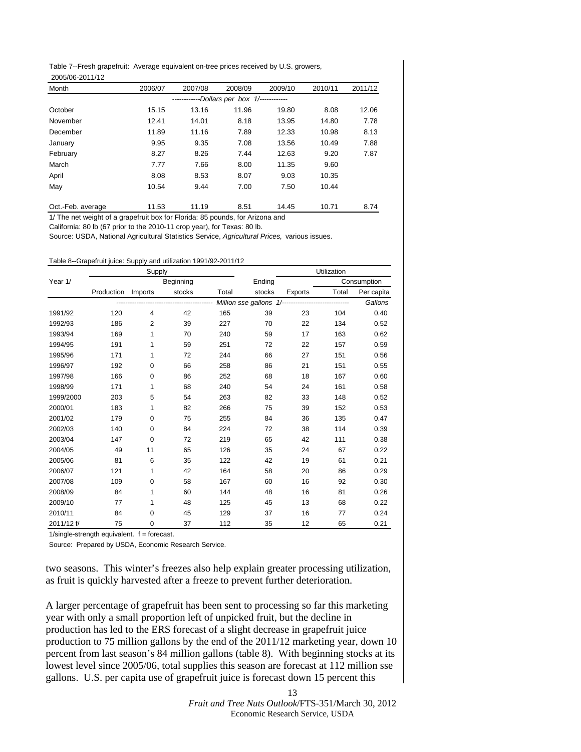Table 7--Fresh grapefruit: Average equivalent on-tree prices received by U.S. growers, 2005/06-2011/12

| Month | 2006/07 | 2007/08 | 2008/09 | 2009/10 | 2010/11 | 2011/12 |
|---|---|---|---|---|---|---|
| | ------------Dollars per box 1/------------ | | | | | |
| October | 15.15 | 13.16 | 11.96 | 19.80 | 8.08 | 12.06 |
| November | 12.41 | 14.01 | 8.18 | 13.95 | 14.80 | 7.78 |
| December | 11.89 | 11.16 | 7.89 | 12.33 | 10.98 | 8.13 |
| January | 9.95 | 9.35 | 7.08 | 13.56 | 10.49 | 7.88 |
| February | 8.27 | 8.26 | 7.44 | 12.63 | 9.20 | 7.87 |
| March | 7.77 | 7.66 | 8.00 | 11.35 | 9.60 | |
| April | 8.08 | 8.53 | 8.07 | 9.03 | 10.35 | |
| May | 10.54 | 9.44 | 7.00 | 7.50 | 10.44 | |
| Oct.-Feb. average | 11.53 | 11.19 | 8.51 | 14.45 | 10.71 | 8.74 |

1/ The net weight of a grapefruit box for Florida: 85 pounds, for Arizona and California: 80 lb (67 prior to the 2010-11 crop year), for Texas: 80 lb.

Source: USDA, National Agricultural Statistics Service, *Agricultural Prices,* various issues.

Table 8--Grapefruit juice: Supply and utilization 1991/92-2011/12

| Year 1/ | Supply | | | | Utilization | | | |
|---|---|---|---|---|---|---|---|---|
| | Production | Imports | Beginning stocks | Total | Ending stocks | Exports | Consumption Total | Consumption Per capita |
| | ------------------------------------------ | | | Million sse gallons 1/ | ------------------------------ | | | Gallons |
| 1991/92 | 120 | 4 | 42 | 165 | 39 | 23 | 104 | 0.40 |
| 1992/93 | 186 | 2 | 39 | 227 | 70 | 22 | 134 | 0.52 |
| 1993/94 | 169 | 1 | 70 | 240 | 59 | 17 | 163 | 0.62 |
| 1994/95 | 191 | 1 | 59 | 251 | 72 | 22 | 157 | 0.59 |
| 1995/96 | 171 | 1 | 72 | 244 | 66 | 27 | 151 | 0.56 |
| 1996/97 | 192 | 0 | 66 | 258 | 86 | 21 | 151 | 0.55 |
| 1997/98 | 166 | 0 | 86 | 252 | 68 | 18 | 167 | 0.60 |
| 1998/99 | 171 | 1 | 68 | 240 | 54 | 24 | 161 | 0.58 |
| 1999/2000 | 203 | 5 | 54 | 263 | 82 | 33 | 148 | 0.52 |
| 2000/01 | 183 | 1 | 82 | 266 | 75 | 39 | 152 | 0.53 |
| 2001/02 | 179 | 0 | 75 | 255 | 84 | 36 | 135 | 0.47 |
| 2002/03 | 140 | 0 | 84 | 224 | 72 | 38 | 114 | 0.39 |
| 2003/04 | 147 | 0 | 72 | 219 | 65 | 42 | 111 | 0.38 |
| 2004/05 | 49 | 11 | 65 | 126 | 35 | 24 | 67 | 0.22 |
| 2005/06 | 81 | 6 | 35 | 122 | 42 | 19 | 61 | 0.21 |
| 2006/07 | 121 | 1 | 42 | 164 | 58 | 20 | 86 | 0.29 |
| 2007/08 | 109 | 0 | 58 | 167 | 60 | 16 | 92 | 0.30 |
| 2008/09 | 84 | 1 | 60 | 144 | 48 | 16 | 81 | 0.26 |
| 2009/10 | 77 | 1 | 48 | 125 | 45 | 13 | 68 | 0.22 |
| 2010/11 | 84 | 0 | 45 | 129 | 37 | 16 | 77 | 0.24 |
| 2011/12 f/ | 75 | 0 | 37 | 112 | 35 | 12 | 65 | 0.21 |

1/single-strength equivalent. f = forecast.

Source: Prepared by USDA, Economic Research Service.

two seasons. This winter's freezes also help explain greater processing utilization, as fruit is quickly harvested after a freeze to prevent further deterioration.

A larger percentage of grapefruit has been sent to processing so far this marketing year with only a small proportion left of unpicked fruit, but the decline in production has led to the ERS forecast of a slight decrease in grapefruit juice production to 75 million gallons by the end of the 2011/12 marketing year, down 10 percent from last season's 84 million gallons (table 8). With beginning stocks at its lowest level since 2005/06, total supplies this season are forecast at 112 million sse gallons. U.S. per capita use of grapefruit juice is forecast down 15 percent this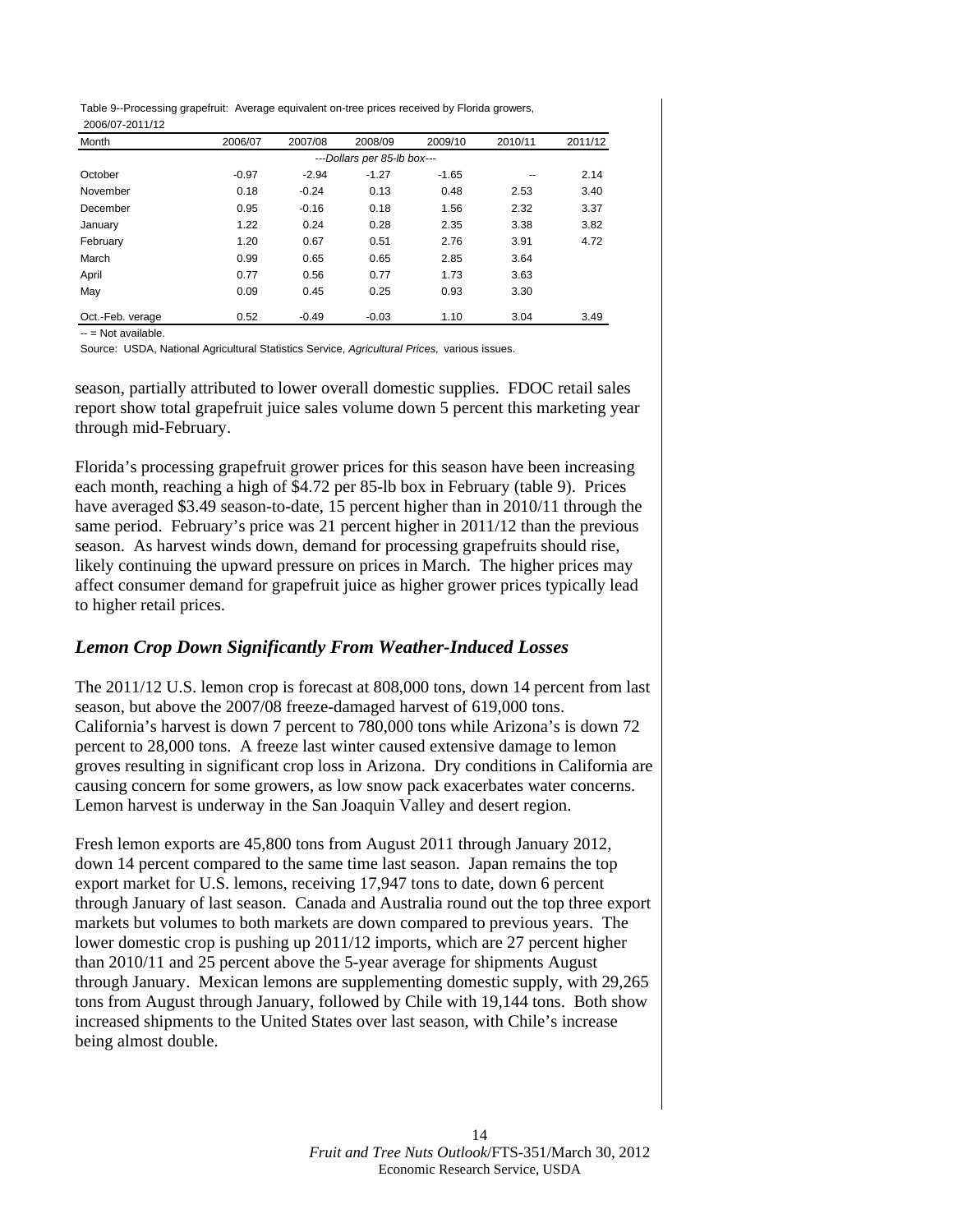Table 9--Processing grapefruit: Average equivalent on-tree prices received by Florida growers, 2006/07-2011/12

| Month | 2006/07 | 2007/08 | 2008/09 | 2009/10 | 2010/11 | 2011/12 |
|---|---|---|---|---|---|---|
| | ---Dollars per 85-lb box--- | | | | | |
| October | -0.97 | -2.94 | -1.27 | -1.65 | -- | 2.14 |
| November | 0.18 | -0.24 | 0.13 | 0.48 | 2.53 | 3.40 |
| December | 0.95 | -0.16 | 0.18 | 1.56 | 2.32 | 3.37 |
| January | 1.22 | 0.24 | 0.28 | 2.35 | 3.38 | 3.82 |
| February | 1.20 | 0.67 | 0.51 | 2.76 | 3.91 | 4.72 |
| March | 0.99 | 0.65 | 0.65 | 2.85 | 3.64 | |
| April | 0.77 | 0.56 | 0.77 | 1.73 | 3.63 | |
| May | 0.09 | 0.45 | 0.25 | 0.93 | 3.30 | |
| Oct.-Feb. verage | 0.52 | -0.49 | -0.03 | 1.10 | 3.04 | 3.49 |

-- = Not available.

Source: USDA, National Agricultural Statistics Service, *Agricultural Prices,* various issues.

season, partially attributed to lower overall domestic supplies. FDOC retail sales report show total grapefruit juice sales volume down 5 percent this marketing year through mid-February.

Florida's processing grapefruit grower prices for this season have been increasing each month, reaching a high of $4.72 per 85-lb box in February (table 9). Prices have averaged $3.49 season-to-date, 15 percent higher than in 2010/11 through the same period. February's price was 21 percent higher in 2011/12 than the previous season. As harvest winds down, demand for processing grapefruits should rise, likely continuing the upward pressure on prices in March. The higher prices may affect consumer demand for grapefruit juice as higher grower prices typically lead to higher retail prices.

## *Lemon Crop Down Significantly From Weather-Induced Losses*

The 2011/12 U.S. lemon crop is forecast at 808,000 tons, down 14 percent from last season, but above the 2007/08 freeze-damaged harvest of 619,000 tons. California's harvest is down 7 percent to 780,000 tons while Arizona's is down 72 percent to 28,000 tons. A freeze last winter caused extensive damage to lemon groves resulting in significant crop loss in Arizona. Dry conditions in California are causing concern for some growers, as low snow pack exacerbates water concerns. Lemon harvest is underway in the San Joaquin Valley and desert region.

Fresh lemon exports are 45,800 tons from August 2011 through January 2012, down 14 percent compared to the same time last season. Japan remains the top export market for U.S. lemons, receiving 17,947 tons to date, down 6 percent through January of last season. Canada and Australia round out the top three export markets but volumes to both markets are down compared to previous years. The lower domestic crop is pushing up 2011/12 imports, which are 27 percent higher than 2010/11 and 25 percent above the 5-year average for shipments August through January. Mexican lemons are supplementing domestic supply, with 29,265 tons from August through January, followed by Chile with 19,144 tons. Both show increased shipments to the United States over last season, with Chile's increase being almost double.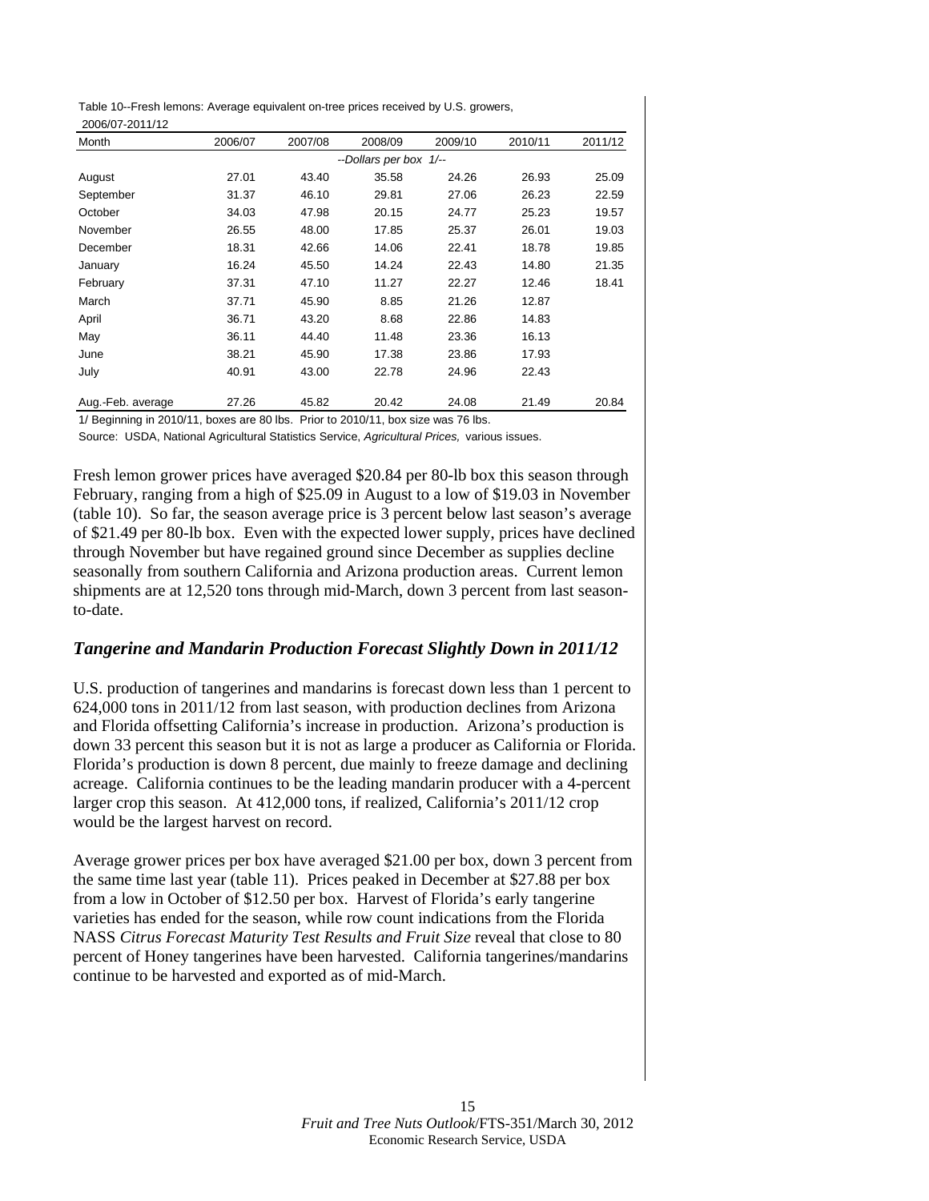Table 10--Fresh lemons: Average equivalent on-tree prices received by U.S. growers, 2006/07-2011/12

| Month | 2006/07 | 2007/08 | 2008/09 | 2009/10 | 2010/11 | 2011/12 |
|---|---|---|---|---|---|---|
| | | | --Dollars per box 1/-- | | | |
| August | 27.01 | 43.40 | 35.58 | 24.26 | 26.93 | 25.09 |
| September | 31.37 | 46.10 | 29.81 | 27.06 | 26.23 | 22.59 |
| October | 34.03 | 47.98 | 20.15 | 24.77 | 25.23 | 19.57 |
| November | 26.55 | 48.00 | 17.85 | 25.37 | 26.01 | 19.03 |
| December | 18.31 | 42.66 | 14.06 | 22.41 | 18.78 | 19.85 |
| January | 16.24 | 45.50 | 14.24 | 22.43 | 14.80 | 21.35 |
| February | 37.31 | 47.10 | 11.27 | 22.27 | 12.46 | 18.41 |
| March | 37.71 | 45.90 | 8.85 | 21.26 | 12.87 | |
| April | 36.71 | 43.20 | 8.68 | 22.86 | 14.83 | |
| May | 36.11 | 44.40 | 11.48 | 23.36 | 16.13 | |
| June | 38.21 | 45.90 | 17.38 | 23.86 | 17.93 | |
| July | 40.91 | 43.00 | 22.78 | 24.96 | 22.43 | |
| Aug.-Feb. average | 27.26 | 45.82 | 20.42 | 24.08 | 21.49 | 20.84 |

1/ Beginning in 2010/11, boxes are 80 lbs. Prior to 2010/11, box size was 76 lbs.

Source: USDA, National Agricultural Statistics Service, *Agricultural Prices,* various issues.

Fresh lemon grower prices have averaged $20.84 per 80-lb box this season through February, ranging from a high of $25.09 in August to a low of $19.03 in November (table 10). So far, the season average price is 3 percent below last season's average of $21.49 per 80-lb box. Even with the expected lower supply, prices have declined through November but have regained ground since December as supplies decline seasonally from southern California and Arizona production areas. Current lemon shipments are at 12,520 tons through mid-March, down 3 percent from last season-to-date.

### *Tangerine and Mandarin Production Forecast Slightly Down in 2011/12*

U.S. production of tangerines and mandarins is forecast down less than 1 percent to 624,000 tons in 2011/12 from last season, with production declines from Arizona and Florida offsetting California's increase in production. Arizona's production is down 33 percent this season but it is not as large a producer as California or Florida. Florida's production is down 8 percent, due mainly to freeze damage and declining acreage. California continues to be the leading mandarin producer with a 4-percent larger crop this season. At 412,000 tons, if realized, California's 2011/12 crop would be the largest harvest on record.

Average grower prices per box have averaged $21.00 per box, down 3 percent from the same time last year (table 11). Prices peaked in December at $27.88 per box from a low in October of $12.50 per box. Harvest of Florida's early tangerine varieties has ended for the season, while row count indications from the Florida NASS *Citrus Forecast Maturity Test Results and Fruit Size* reveal that close to 80 percent of Honey tangerines have been harvested. California tangerines/mandarins continue to be harvested and exported as of mid-March.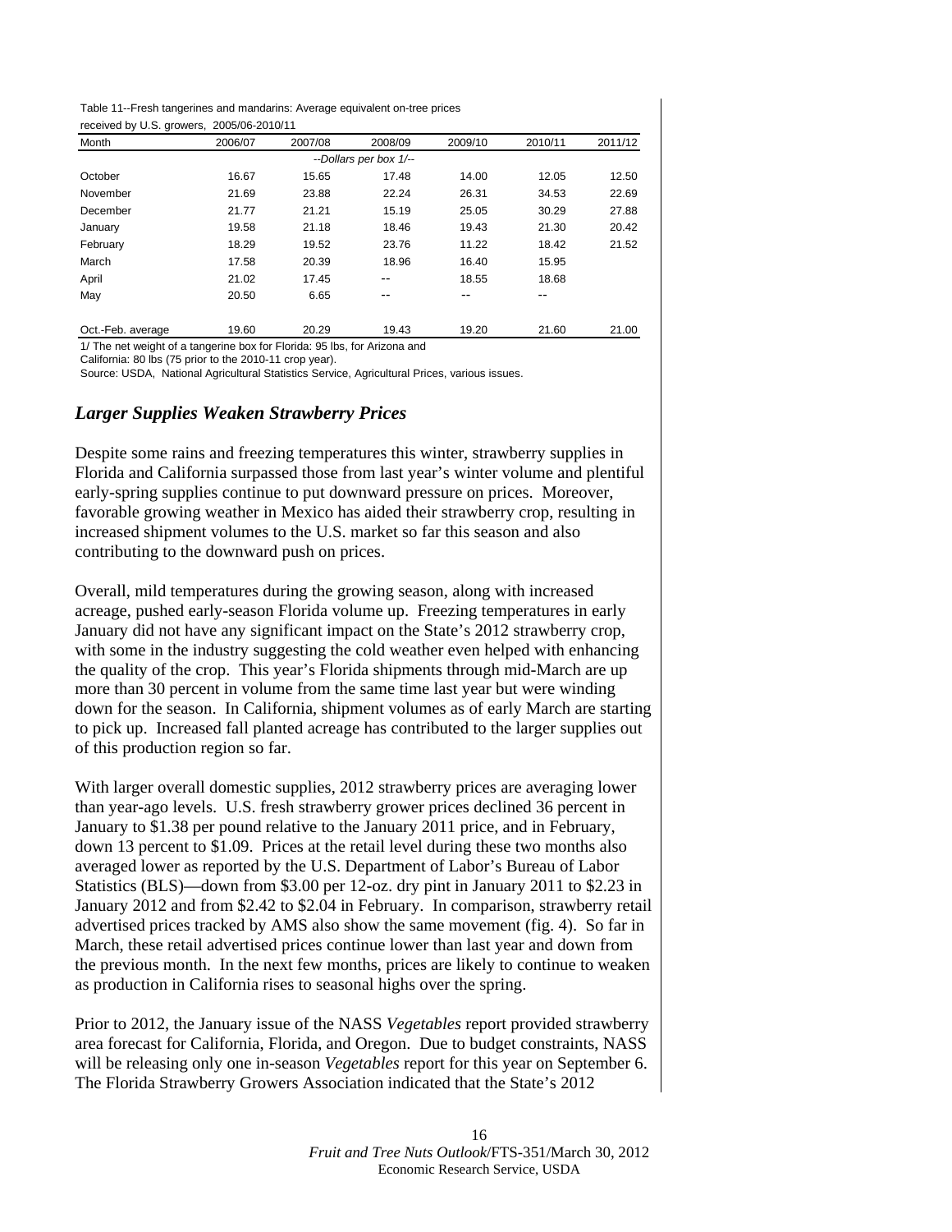Table 11--Fresh tangerines and mandarins: Average equivalent on-tree prices received by U.S. growers, 2005/06-2010/11

| Month | 2006/07 | 2007/08 | 2008/09 | 2009/10 | 2010/11 | 2011/12 |
|---|---|---|---|---|---|---|
| | | | --Dollars per box 1/-- | | | |
| October | 16.67 | 15.65 | 17.48 | 14.00 | 12.05 | 12.50 |
| November | 21.69 | 23.88 | 22.24 | 26.31 | 34.53 | 22.69 |
| December | 21.77 | 21.21 | 15.19 | 25.05 | 30.29 | 27.88 |
| January | 19.58 | 21.18 | 18.46 | 19.43 | 21.30 | 20.42 |
| February | 18.29 | 19.52 | 23.76 | 11.22 | 18.42 | 21.52 |
| March | 17.58 | 20.39 | 18.96 | 16.40 | 15.95 | |
| April | 21.02 | 17.45 | -- | 18.55 | 18.68 | |
| May | 20.50 | 6.65 | -- | -- | -- | |
| Oct.-Feb. average | 19.60 | 20.29 | 19.43 | 19.20 | 21.60 | 21.00 |

1/ The net weight of a tangerine box for Florida: 95 lbs, for Arizona and California: 80 lbs (75 prior to the 2010-11 crop year).

Source: USDA, National Agricultural Statistics Service, Agricultural Prices, various issues.

## *Larger Supplies Weaken Strawberry Prices*

Despite some rains and freezing temperatures this winter, strawberry supplies in Florida and California surpassed those from last year's winter volume and plentiful early-spring supplies continue to put downward pressure on prices. Moreover, favorable growing weather in Mexico has aided their strawberry crop, resulting in increased shipment volumes to the U.S. market so far this season and also contributing to the downward push on prices.

Overall, mild temperatures during the growing season, along with increased acreage, pushed early-season Florida volume up. Freezing temperatures in early January did not have any significant impact on the State's 2012 strawberry crop, with some in the industry suggesting the cold weather even helped with enhancing the quality of the crop. This year's Florida shipments through mid-March are up more than 30 percent in volume from the same time last year but were winding down for the season. In California, shipment volumes as of early March are starting to pick up. Increased fall planted acreage has contributed to the larger supplies out of this production region so far.

With larger overall domestic supplies, 2012 strawberry prices are averaging lower than year-ago levels. U.S. fresh strawberry grower prices declined 36 percent in January to $1.38 per pound relative to the January 2011 price, and in February, down 13 percent to $1.09. Prices at the retail level during these two months also averaged lower as reported by the U.S. Department of Labor's Bureau of Labor Statistics (BLS)—down from $3.00 per 12-oz. dry pint in January 2011 to $2.23 in January 2012 and from $2.42 to $2.04 in February. In comparison, strawberry retail advertised prices tracked by AMS also show the same movement (fig. 4). So far in March, these retail advertised prices continue lower than last year and down from the previous month. In the next few months, prices are likely to continue to weaken as production in California rises to seasonal highs over the spring.

Prior to 2012, the January issue of the NASS *Vegetables* report provided strawberry area forecast for California, Florida, and Oregon. Due to budget constraints, NASS will be releasing only one in-season *Vegetables* report for this year on September 6. The Florida Strawberry Growers Association indicated that the State's 2012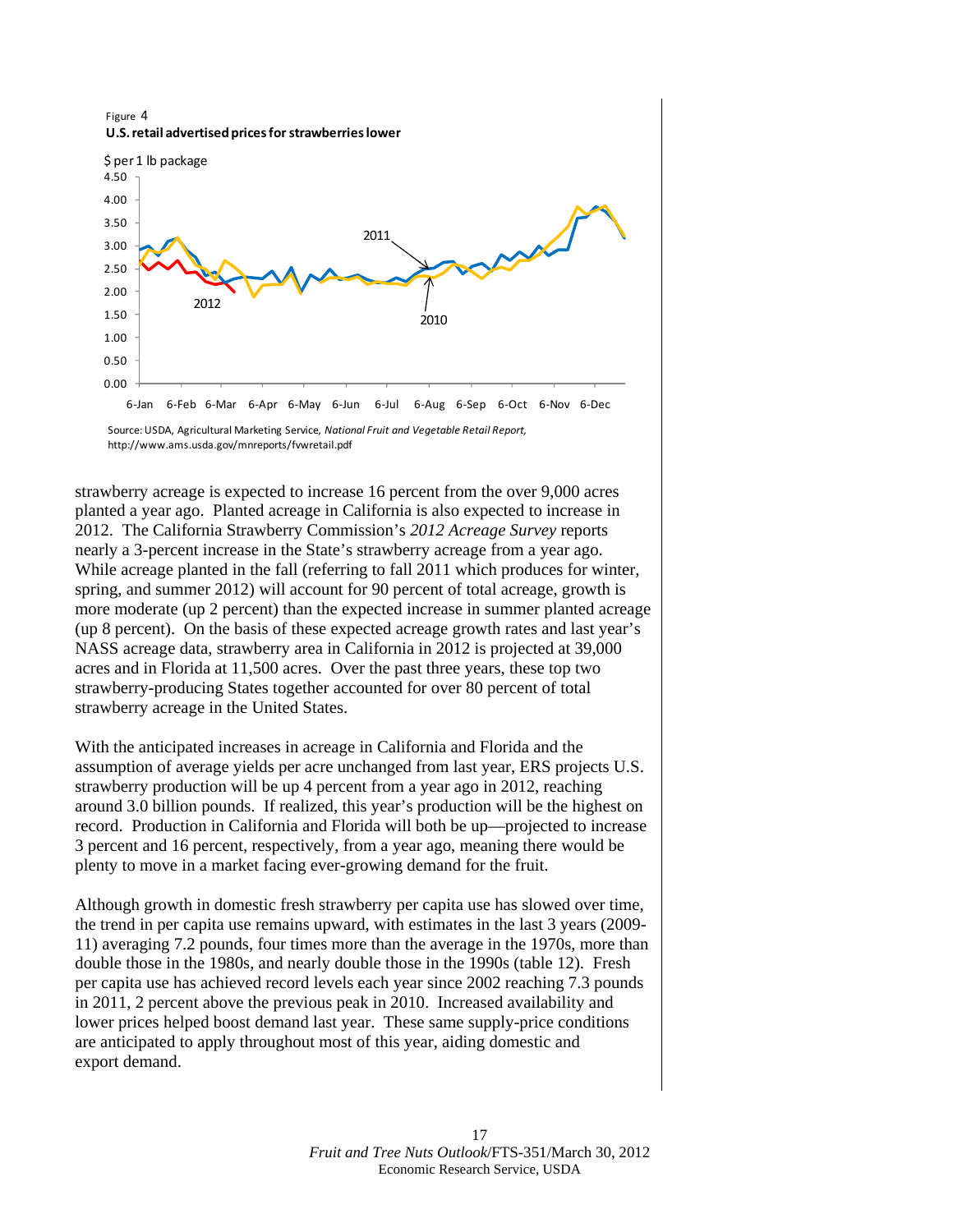Figure 4

**U.S. retail advertised prices for strawberries lower**

$ per 1 lb package

Source: USDA, Agricultural Marketing Service, *National Fruit and Vegetable Retail Report,* http://www.ams.usda.gov/mnreports/fvwretail.pdf

strawberry acreage is expected to increase 16 percent from the over 9,000 acres planted a year ago. Planted acreage in California is also expected to increase in 2012. The California Strawberry Commission's *2012 Acreage Survey* reports nearly a 3-percent increase in the State's strawberry acreage from a year ago. While acreage planted in the fall (referring to fall 2011 which produces for winter, spring, and summer 2012) will account for 90 percent of total acreage, growth is more moderate (up 2 percent) than the expected increase in summer planted acreage (up 8 percent). On the basis of these expected acreage growth rates and last year's NASS acreage data, strawberry area in California in 2012 is projected at 39,000 acres and in Florida at 11,500 acres. Over the past three years, these top two strawberry-producing States together accounted for over 80 percent of total strawberry acreage in the United States.

With the anticipated increases in acreage in California and Florida and the assumption of average yields per acre unchanged from last year, ERS projects U.S. strawberry production will be up 4 percent from a year ago in 2012, reaching around 3.0 billion pounds. If realized, this year's production will be the highest on record. Production in California and Florida will both be up—projected to increase 3 percent and 16 percent, respectively, from a year ago, meaning there would be plenty to move in a market facing ever-growing demand for the fruit.

Although growth in domestic fresh strawberry per capita use has slowed over time, the trend in per capita use remains upward, with estimates in the last 3 years (2009-11) averaging 7.2 pounds, four times more than the average in the 1970s, more than double those in the 1980s, and nearly double those in the 1990s (table 12). Fresh per capita use has achieved record levels each year since 2002 reaching 7.3 pounds in 2011, 2 percent above the previous peak in 2010. Increased availability and lower prices helped boost demand last year. These same supply-price conditions are anticipated to apply throughout most of this year, aiding domestic and export demand.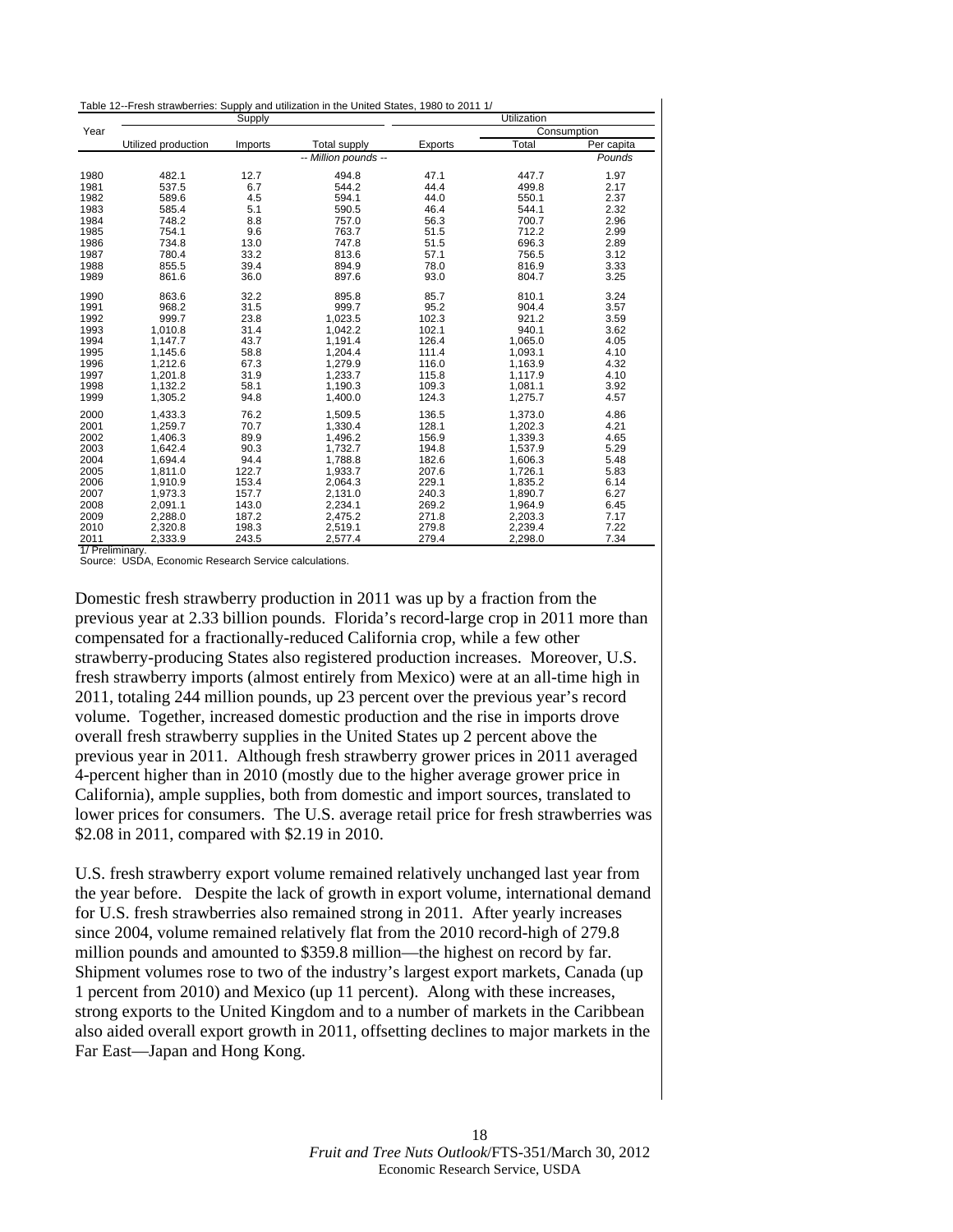Table 12--Fresh strawberries: Supply and utilization in the United States, 1980 to 2011 1/

| Year | Supply | | | Utilization | | |
|---|---|---|---|---|---|---|
| | | | | | Consumption | |
| | Utilized production | Imports | Total supply | Exports | Total | Per capita |
| | -- Million pounds -- | | | | | Pounds |
| 1980 | 482.1 | 12.7 | 494.8 | 47.1 | 447.7 | 1.97 |
| 1981 | 537.5 | 6.7 | 544.2 | 44.4 | 499.8 | 2.17 |
| 1982 | 589.6 | 4.5 | 594.1 | 44.0 | 550.1 | 2.37 |
| 1983 | 585.4 | 5.1 | 590.5 | 46.4 | 544.1 | 2.32 |
| 1984 | 748.2 | 8.8 | 757.0 | 56.3 | 700.7 | 2.96 |
| 1985 | 754.1 | 9.6 | 763.7 | 51.5 | 712.2 | 2.99 |
| 1986 | 734.8 | 13.0 | 747.8 | 51.5 | 696.3 | 2.89 |
| 1987 | 780.4 | 33.2 | 813.6 | 57.1 | 756.5 | 3.12 |
| 1988 | 855.5 | 39.4 | 894.9 | 78.0 | 816.9 | 3.33 |
| 1989 | 861.6 | 36.0 | 897.6 | 93.0 | 804.7 | 3.25 |
| 1990 | 863.6 | 32.2 | 895.8 | 85.7 | 810.1 | 3.24 |
| 1991 | 968.2 | 31.5 | 999.7 | 95.2 | 904.4 | 3.57 |
| 1992 | 999.7 | 23.8 | 1,023.5 | 102.3 | 921.2 | 3.59 |
| 1993 | 1,010.8 | 31.4 | 1,042.2 | 102.1 | 940.1 | 3.62 |
| 1994 | 1,147.7 | 43.7 | 1,191.4 | 126.4 | 1,065.0 | 4.05 |
| 1995 | 1,145.6 | 58.8 | 1,204.4 | 111.4 | 1,093.1 | 4.10 |
| 1996 | 1,212.6 | 67.3 | 1,279.9 | 116.0 | 1,163.9 | 4.32 |
| 1997 | 1,201.8 | 31.9 | 1,233.7 | 115.8 | 1,117.9 | 4.10 |
| 1998 | 1,132.2 | 58.1 | 1,190.3 | 109.3 | 1,081.1 | 3.92 |
| 1999 | 1,305.2 | 94.8 | 1,400.0 | 124.3 | 1,275.7 | 4.57 |
| 2000 | 1,433.3 | 76.2 | 1,509.5 | 136.5 | 1,373.0 | 4.86 |
| 2001 | 1,259.7 | 70.7 | 1,330.4 | 128.1 | 1,202.3 | 4.21 |
| 2002 | 1,406.3 | 89.9 | 1,496.2 | 156.9 | 1,339.3 | 4.65 |
| 2003 | 1,642.4 | 90.3 | 1,732.7 | 194.8 | 1,537.9 | 5.29 |
| 2004 | 1,694.4 | 94.4 | 1,788.8 | 182.6 | 1,606.3 | 5.48 |
| 2005 | 1,811.0 | 122.7 | 1,933.7 | 207.6 | 1,726.1 | 5.83 |
| 2006 | 1,910.9 | 153.4 | 2,064.3 | 229.1 | 1,835.2 | 6.14 |
| 2007 | 1,973.3 | 157.7 | 2,131.0 | 240.3 | 1,890.7 | 6.27 |
| 2008 | 2,091.1 | 143.0 | 2,234.1 | 269.2 | 1,964.9 | 6.45 |
| 2009 | 2,288.0 | 187.2 | 2,475.2 | 271.8 | 2,203.3 | 7.17 |
| 2010 | 2,320.8 | 198.3 | 2,519.1 | 279.8 | 2,239.4 | 7.22 |
| 2011 | 2,333.9 | 243.5 | 2,577.4 | 279.4 | 2,298.0 | 7.34 |

1/ Preliminary.
Source: USDA, Economic Research Service calculations.

Domestic fresh strawberry production in 2011 was up by a fraction from the previous year at 2.33 billion pounds. Florida's record-large crop in 2011 more than compensated for a fractionally-reduced California crop, while a few other strawberry-producing States also registered production increases. Moreover, U.S. fresh strawberry imports (almost entirely from Mexico) were at an all-time high in 2011, totaling 244 million pounds, up 23 percent over the previous year's record volume. Together, increased domestic production and the rise in imports drove overall fresh strawberry supplies in the United States up 2 percent above the previous year in 2011. Although fresh strawberry grower prices in 2011 averaged 4-percent higher than in 2010 (mostly due to the higher average grower price in California), ample supplies, both from domestic and import sources, translated to lower prices for consumers. The U.S. average retail price for fresh strawberries was $2.08 in 2011, compared with $2.19 in 2010.

U.S. fresh strawberry export volume remained relatively unchanged last year from the year before. Despite the lack of growth in export volume, international demand for U.S. fresh strawberries also remained strong in 2011. After yearly increases since 2004, volume remained relatively flat from the 2010 record-high of 279.8 million pounds and amounted to $359.8 million—the highest on record by far. Shipment volumes rose to two of the industry's largest export markets, Canada (up 1 percent from 2010) and Mexico (up 11 percent). Along with these increases, strong exports to the United Kingdom and to a number of markets in the Caribbean also aided overall export growth in 2011, offsetting declines to major markets in the Far East—Japan and Hong Kong.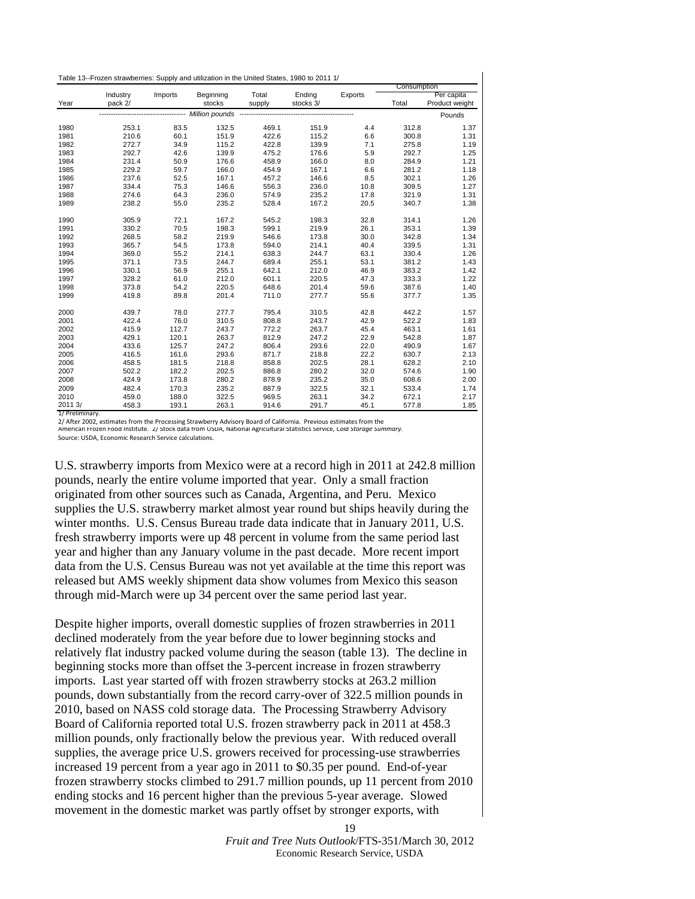Table 13--Frozen strawberries: Supply and utilization in the United States, 1980 to 2011 1/

| Year | Industry pack 2/ | Imports | Beginning stocks | Total supply | Ending stocks 3/ | Exports | Consumption Total | Consumption Per capita Product weight |
|---|---|---|---|---|---|---|---|---|
| | Million pounds | | | | | | | Pounds |
| 1980 | 253.1 | 83.5 | 132.5 | 469.1 | 151.9 | 4.4 | 312.8 | 1.37 |
| 1981 | 210.6 | 60.1 | 151.9 | 422.6 | 115.2 | 6.6 | 300.8 | 1.31 |
| 1982 | 272.7 | 34.9 | 115.2 | 422.8 | 139.9 | 7.1 | 275.8 | 1.19 |
| 1983 | 292.7 | 42.6 | 139.9 | 475.2 | 176.6 | 5.9 | 292.7 | 1.25 |
| 1984 | 231.4 | 50.9 | 176.6 | 458.9 | 166.0 | 8.0 | 284.9 | 1.21 |
| 1985 | 229.2 | 59.7 | 166.0 | 454.9 | 167.1 | 6.6 | 281.2 | 1.18 |
| 1986 | 237.6 | 52.5 | 167.1 | 457.2 | 146.6 | 8.5 | 302.1 | 1.26 |
| 1987 | 334.4 | 75.3 | 146.6 | 556.3 | 236.0 | 10.8 | 309.5 | 1.27 |
| 1988 | 274.6 | 64.3 | 236.0 | 574.9 | 235.2 | 17.8 | 321.9 | 1.31 |
| 1989 | 238.2 | 55.0 | 235.2 | 528.4 | 167.2 | 20.5 | 340.7 | 1.38 |
| 1990 | 305.9 | 72.1 | 167.2 | 545.2 | 198.3 | 32.8 | 314.1 | 1.26 |
| 1991 | 330.2 | 70.5 | 198.3 | 599.1 | 219.9 | 26.1 | 353.1 | 1.39 |
| 1992 | 268.5 | 58.2 | 219.9 | 546.6 | 173.8 | 30.0 | 342.8 | 1.34 |
| 1993 | 365.7 | 54.5 | 173.8 | 594.0 | 214.1 | 40.4 | 339.5 | 1.31 |
| 1994 | 369.0 | 55.2 | 214.1 | 638.3 | 244.7 | 63.1 | 330.4 | 1.26 |
| 1995 | 371.1 | 73.5 | 244.7 | 689.4 | 255.1 | 53.1 | 381.2 | 1.43 |
| 1996 | 330.1 | 56.9 | 255.1 | 642.1 | 212.0 | 46.9 | 383.2 | 1.42 |
| 1997 | 328.2 | 61.0 | 212.0 | 601.1 | 220.5 | 47.3 | 333.3 | 1.22 |
| 1998 | 373.8 | 54.2 | 220.5 | 648.6 | 201.4 | 59.6 | 387.6 | 1.40 |
| 1999 | 419.8 | 89.8 | 201.4 | 711.0 | 277.7 | 55.6 | 377.7 | 1.35 |
| 2000 | 439.7 | 78.0 | 277.7 | 795.4 | 310.5 | 42.8 | 442.2 | 1.57 |
| 2001 | 422.4 | 76.0 | 310.5 | 808.8 | 243.7 | 42.9 | 522.2 | 1.83 |
| 2002 | 415.9 | 112.7 | 243.7 | 772.2 | 263.7 | 45.4 | 463.1 | 1.61 |
| 2003 | 429.1 | 120.1 | 263.7 | 812.9 | 247.2 | 22.9 | 542.8 | 1.87 |
| 2004 | 433.6 | 125.7 | 247.2 | 806.4 | 293.6 | 22.0 | 490.9 | 1.67 |
| 2005 | 416.5 | 161.6 | 293.6 | 871.7 | 218.8 | 22.2 | 630.7 | 2.13 |
| 2006 | 458.5 | 181.5 | 218.8 | 858.8 | 202.5 | 28.1 | 628.2 | 2.10 |
| 2007 | 502.2 | 182.2 | 202.5 | 886.8 | 280.2 | 32.0 | 574.6 | 1.90 |
| 2008 | 424.9 | 173.8 | 280.2 | 878.9 | 235.2 | 35.0 | 608.6 | 2.00 |
| 2009 | 482.4 | 170.3 | 235.2 | 887.9 | 322.5 | 32.1 | 533.4 | 1.74 |
| 2010 | 459.0 | 188.0 | 322.5 | 969.5 | 263.1 | 34.2 | 672.1 | 2.17 |
| 2011 3/ | 458.3 | 193.1 | 263.1 | 914.6 | 291.7 | 45.1 | 577.8 | 1.85 |

1/ Preliminary.
2/ After 2002, estimates from the Processing Strawberry Advisory Board of California. Previous estimates from the American Frozen Food Institute. 3/ Stock data from USDA, National Agricultural Statistics Service, *Cold Storage Summary*.
Source: USDA, Economic Research Service calculations.

U.S. strawberry imports from Mexico were at a record high in 2011 at 242.8 million pounds, nearly the entire volume imported that year. Only a small fraction originated from other sources such as Canada, Argentina, and Peru. Mexico supplies the U.S. strawberry market almost year round but ships heavily during the winter months. U.S. Census Bureau trade data indicate that in January 2011, U.S. fresh strawberry imports were up 48 percent in volume from the same period last year and higher than any January volume in the past decade. More recent import data from the U.S. Census Bureau was not yet available at the time this report was released but AMS weekly shipment data show volumes from Mexico this season through mid-March were up 34 percent over the same period last year.

Despite higher imports, overall domestic supplies of frozen strawberries in 2011 declined moderately from the year before due to lower beginning stocks and relatively flat industry packed volume during the season (table 13). The decline in beginning stocks more than offset the 3-percent increase in frozen strawberry imports. Last year started off with frozen strawberry stocks at 263.2 million pounds, down substantially from the record carry-over of 322.5 million pounds in 2010, based on NASS cold storage data. The Processing Strawberry Advisory Board of California reported total U.S. frozen strawberry pack in 2011 at 458.3 million pounds, only fractionally below the previous year. With reduced overall supplies, the average price U.S. growers received for processing-use strawberries increased 19 percent from a year ago in 2011 to $0.35 per pound. End-of-year frozen strawberry stocks climbed to 291.7 million pounds, up 11 percent from 2010 ending stocks and 16 percent higher than the previous 5-year average. Slowed movement in the domestic market was partly offset by stronger exports, with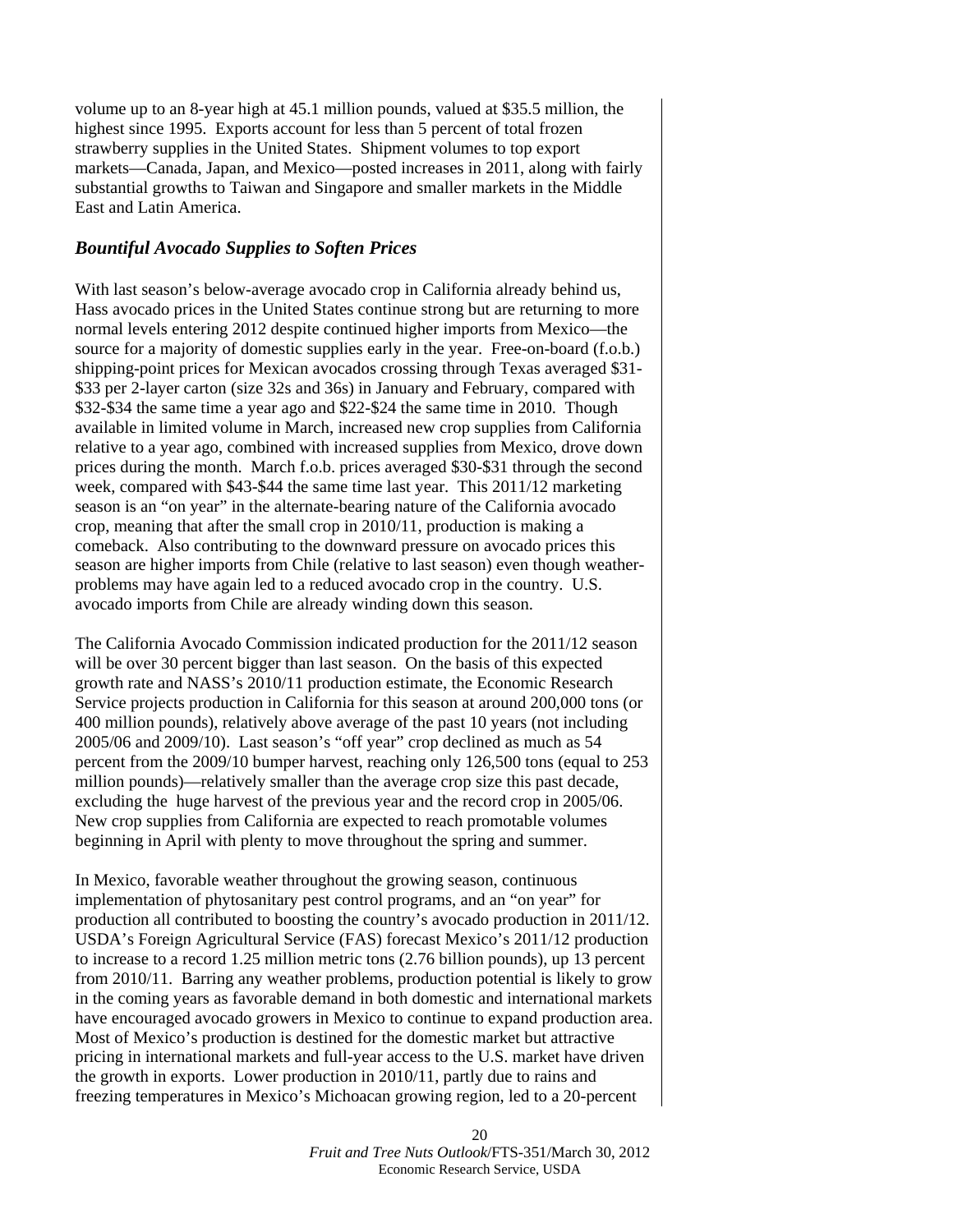volume up to an 8-year high at 45.1 million pounds, valued at $35.5 million, the highest since 1995. Exports account for less than 5 percent of total frozen strawberry supplies in the United States. Shipment volumes to top export markets—Canada, Japan, and Mexico—posted increases in 2011, along with fairly substantial growths to Taiwan and Singapore and smaller markets in the Middle East and Latin America.

## *Bountiful Avocado Supplies to Soften Prices*

With last season's below-average avocado crop in California already behind us, Hass avocado prices in the United States continue strong but are returning to more normal levels entering 2012 despite continued higher imports from Mexico—the source for a majority of domestic supplies early in the year. Free-on-board (f.o.b.) shipping-point prices for Mexican avocados crossing through Texas averaged $31-$33 per 2-layer carton (size 32s and 36s) in January and February, compared with $32-$34 the same time a year ago and $22-$24 the same time in 2010. Though available in limited volume in March, increased new crop supplies from California relative to a year ago, combined with increased supplies from Mexico, drove down prices during the month. March f.o.b. prices averaged $30-$31 through the second week, compared with $43-$44 the same time last year. This 2011/12 marketing season is an "on year" in the alternate-bearing nature of the California avocado crop, meaning that after the small crop in 2010/11, production is making a comeback. Also contributing to the downward pressure on avocado prices this season are higher imports from Chile (relative to last season) even though weather-problems may have again led to a reduced avocado crop in the country. U.S. avocado imports from Chile are already winding down this season.

The California Avocado Commission indicated production for the 2011/12 season will be over 30 percent bigger than last season. On the basis of this expected growth rate and NASS's 2010/11 production estimate, the Economic Research Service projects production in California for this season at around 200,000 tons (or 400 million pounds), relatively above average of the past 10 years (not including 2005/06 and 2009/10). Last season's "off year" crop declined as much as 54 percent from the 2009/10 bumper harvest, reaching only 126,500 tons (equal to 253 million pounds)—relatively smaller than the average crop size this past decade, excluding the huge harvest of the previous year and the record crop in 2005/06. New crop supplies from California are expected to reach promotable volumes beginning in April with plenty to move throughout the spring and summer.

In Mexico, favorable weather throughout the growing season, continuous implementation of phytosanitary pest control programs, and an "on year" for production all contributed to boosting the country's avocado production in 2011/12. USDA's Foreign Agricultural Service (FAS) forecast Mexico's 2011/12 production to increase to a record 1.25 million metric tons (2.76 billion pounds), up 13 percent from 2010/11. Barring any weather problems, production potential is likely to grow in the coming years as favorable demand in both domestic and international markets have encouraged avocado growers in Mexico to continue to expand production area. Most of Mexico's production is destined for the domestic market but attractive pricing in international markets and full-year access to the U.S. market have driven the growth in exports. Lower production in 2010/11, partly due to rains and freezing temperatures in Mexico's Michoacan growing region, led to a 20-percent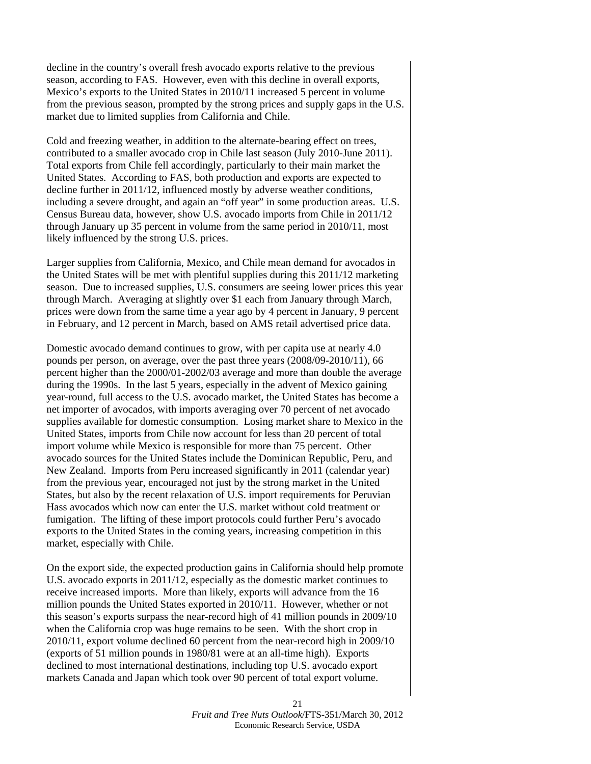decline in the country's overall fresh avocado exports relative to the previous season, according to FAS. However, even with this decline in overall exports, Mexico's exports to the United States in 2010/11 increased 5 percent in volume from the previous season, prompted by the strong prices and supply gaps in the U.S. market due to limited supplies from California and Chile.

Cold and freezing weather, in addition to the alternate-bearing effect on trees, contributed to a smaller avocado crop in Chile last season (July 2010-June 2011). Total exports from Chile fell accordingly, particularly to their main market the United States. According to FAS, both production and exports are expected to decline further in 2011/12, influenced mostly by adverse weather conditions, including a severe drought, and again an "off year" in some production areas. U.S. Census Bureau data, however, show U.S. avocado imports from Chile in 2011/12 through January up 35 percent in volume from the same period in 2010/11, most likely influenced by the strong U.S. prices.

Larger supplies from California, Mexico, and Chile mean demand for avocados in the United States will be met with plentiful supplies during this 2011/12 marketing season. Due to increased supplies, U.S. consumers are seeing lower prices this year through March. Averaging at slightly over $1 each from January through March, prices were down from the same time a year ago by 4 percent in January, 9 percent in February, and 12 percent in March, based on AMS retail advertised price data.

Domestic avocado demand continues to grow, with per capita use at nearly 4.0 pounds per person, on average, over the past three years (2008/09-2010/11), 66 percent higher than the 2000/01-2002/03 average and more than double the average during the 1990s. In the last 5 years, especially in the advent of Mexico gaining year-round, full access to the U.S. avocado market, the United States has become a net importer of avocados, with imports averaging over 70 percent of net avocado supplies available for domestic consumption. Losing market share to Mexico in the United States, imports from Chile now account for less than 20 percent of total import volume while Mexico is responsible for more than 75 percent. Other avocado sources for the United States include the Dominican Republic, Peru, and New Zealand. Imports from Peru increased significantly in 2011 (calendar year) from the previous year, encouraged not just by the strong market in the United States, but also by the recent relaxation of U.S. import requirements for Peruvian Hass avocados which now can enter the U.S. market without cold treatment or fumigation. The lifting of these import protocols could further Peru's avocado exports to the United States in the coming years, increasing competition in this market, especially with Chile.

On the export side, the expected production gains in California should help promote U.S. avocado exports in 2011/12, especially as the domestic market continues to receive increased imports. More than likely, exports will advance from the 16 million pounds the United States exported in 2010/11. However, whether or not this season's exports surpass the near-record high of 41 million pounds in 2009/10 when the California crop was huge remains to be seen. With the short crop in 2010/11, export volume declined 60 percent from the near-record high in 2009/10 (exports of 51 million pounds in 1980/81 were at an all-time high). Exports declined to most international destinations, including top U.S. avocado export markets Canada and Japan which took over 90 percent of total export volume.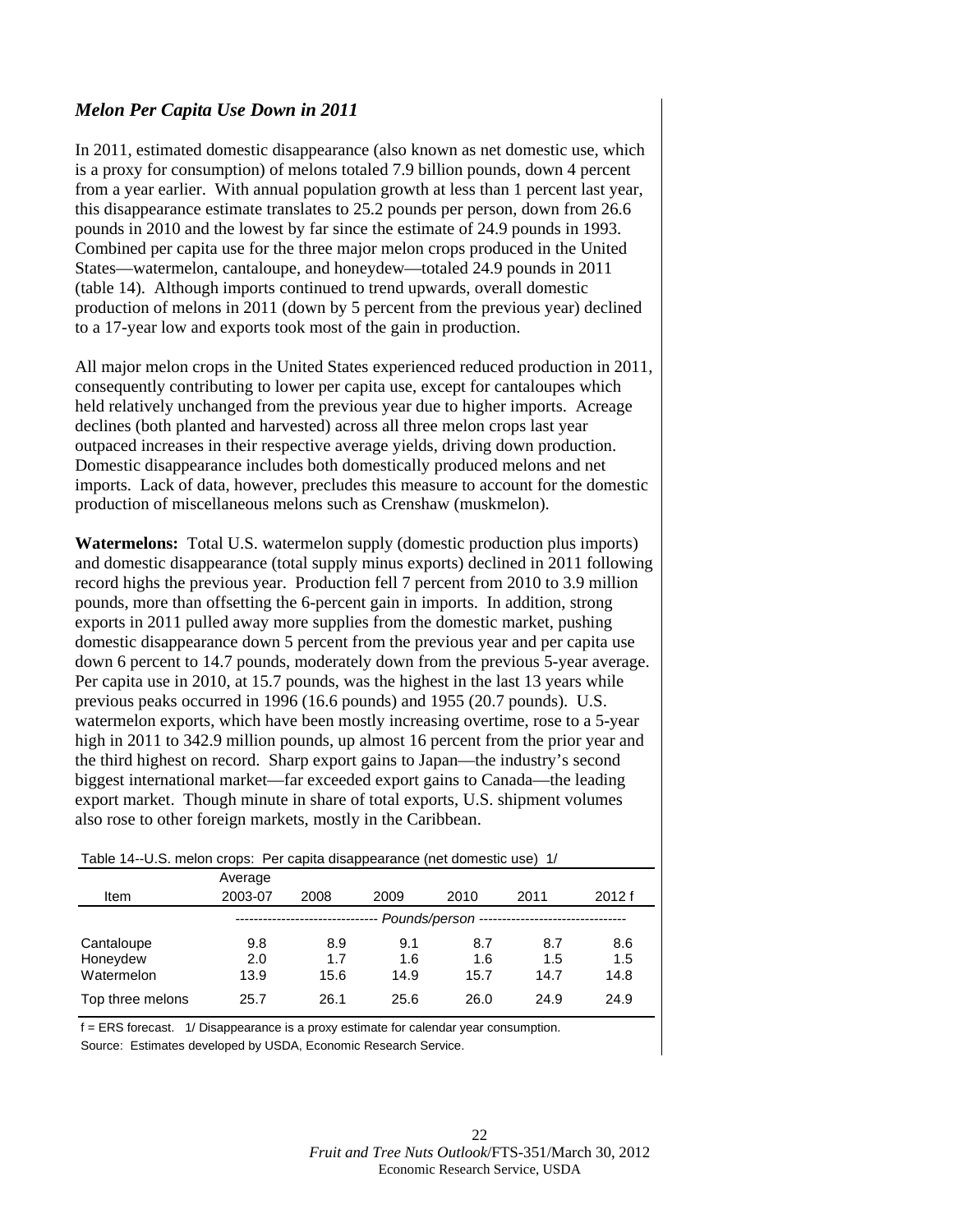### *Melon Per Capita Use Down in 2011*

In 2011, estimated domestic disappearance (also known as net domestic use, which is a proxy for consumption) of melons totaled 7.9 billion pounds, down 4 percent from a year earlier. With annual population growth at less than 1 percent last year, this disappearance estimate translates to 25.2 pounds per person, down from 26.6 pounds in 2010 and the lowest by far since the estimate of 24.9 pounds in 1993. Combined per capita use for the three major melon crops produced in the United States—watermelon, cantaloupe, and honeydew—totaled 24.9 pounds in 2011 (table 14). Although imports continued to trend upwards, overall domestic production of melons in 2011 (down by 5 percent from the previous year) declined to a 17-year low and exports took most of the gain in production.

All major melon crops in the United States experienced reduced production in 2011, consequently contributing to lower per capita use, except for cantaloupes which held relatively unchanged from the previous year due to higher imports. Acreage declines (both planted and harvested) across all three melon crops last year outpaced increases in their respective average yields, driving down production. Domestic disappearance includes both domestically produced melons and net imports. Lack of data, however, precludes this measure to account for the domestic production of miscellaneous melons such as Crenshaw (muskmelon).

**Watermelons:** Total U.S. watermelon supply (domestic production plus imports) and domestic disappearance (total supply minus exports) declined in 2011 following record highs the previous year. Production fell 7 percent from 2010 to 3.9 million pounds, more than offsetting the 6-percent gain in imports. In addition, strong exports in 2011 pulled away more supplies from the domestic market, pushing domestic disappearance down 5 percent from the previous year and per capita use down 6 percent to 14.7 pounds, moderately down from the previous 5-year average. Per capita use in 2010, at 15.7 pounds, was the highest in the last 13 years while previous peaks occurred in 1996 (16.6 pounds) and 1955 (20.7 pounds). U.S. watermelon exports, which have been mostly increasing overtime, rose to a 5-year high in 2011 to 342.9 million pounds, up almost 16 percent from the prior year and the third highest on record. Sharp export gains to Japan—the industry's second biggest international market—far exceeded export gains to Canada—the leading export market. Though minute in share of total exports, U.S. shipment volumes also rose to other foreign markets, mostly in the Caribbean.

Table 14--U.S. melon crops: Per capita disappearance (net domestic use) 1/

| Item | Average 2003-07 | 2008 | 2009 | 2010 | 2011 | 2012 f |
|---|---|---|---|---|---|---|
| | *Pounds/person* | | | | | |
| Cantaloupe | 9.8 | 8.9 | 9.1 | 8.7 | 8.7 | 8.6 |
| Honeydew | 2.0 | 1.7 | 1.6 | 1.6 | 1.5 | 1.5 |
| Watermelon | 13.9 | 15.6 | 14.9 | 15.7 | 14.7 | 14.8 |
| Top three melons | 25.7 | 26.1 | 25.6 | 26.0 | 24.9 | 24.9 |

f = ERS forecast. 1/ Disappearance is a proxy estimate for calendar year consumption.

Source: Estimates developed by USDA, Economic Research Service.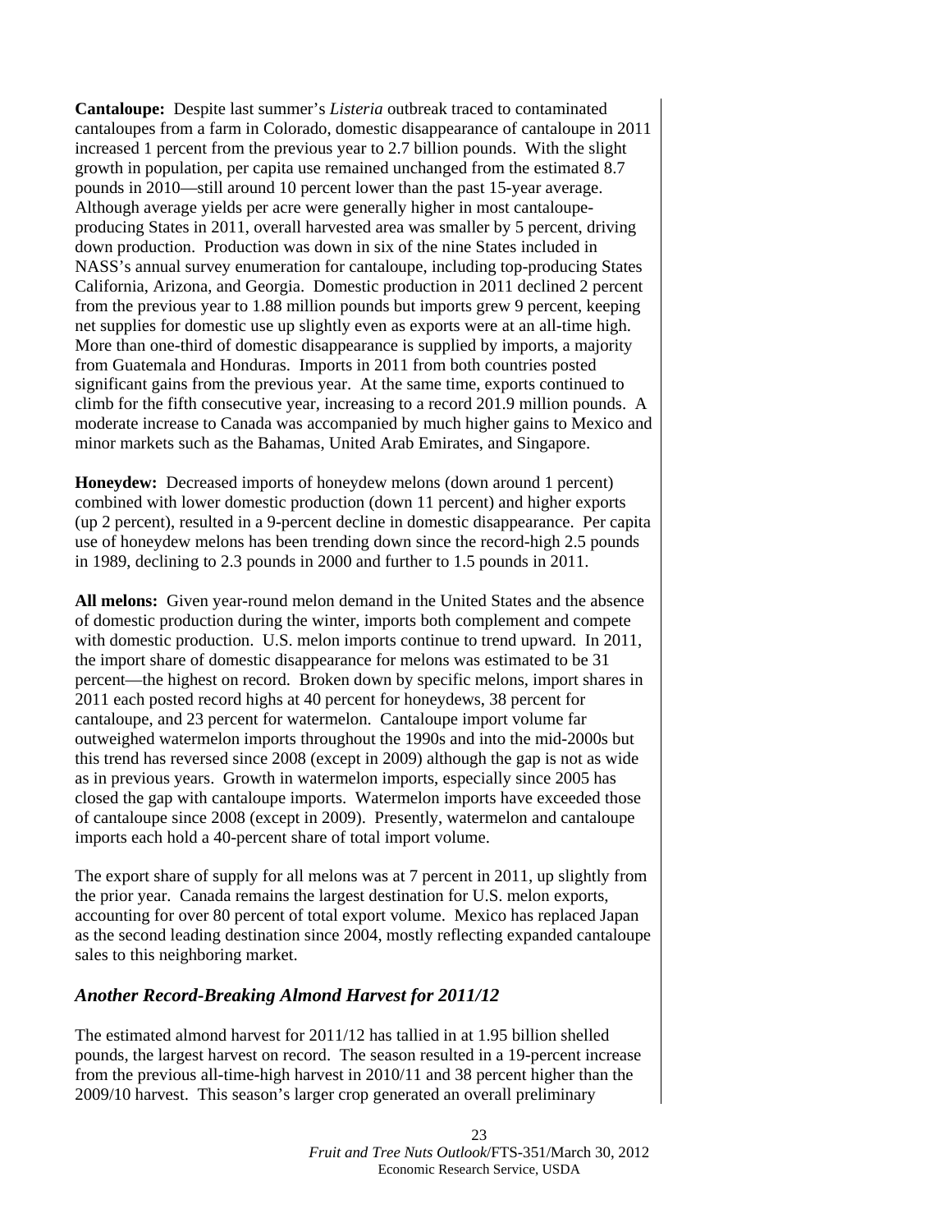**Cantaloupe:** Despite last summer's *Listeria* outbreak traced to contaminated cantaloupes from a farm in Colorado, domestic disappearance of cantaloupe in 2011 increased 1 percent from the previous year to 2.7 billion pounds. With the slight growth in population, per capita use remained unchanged from the estimated 8.7 pounds in 2010—still around 10 percent lower than the past 15-year average. Although average yields per acre were generally higher in most cantaloupe-producing States in 2011, overall harvested area was smaller by 5 percent, driving down production. Production was down in six of the nine States included in NASS's annual survey enumeration for cantaloupe, including top-producing States California, Arizona, and Georgia. Domestic production in 2011 declined 2 percent from the previous year to 1.88 million pounds but imports grew 9 percent, keeping net supplies for domestic use up slightly even as exports were at an all-time high. More than one-third of domestic disappearance is supplied by imports, a majority from Guatemala and Honduras. Imports in 2011 from both countries posted significant gains from the previous year. At the same time, exports continued to climb for the fifth consecutive year, increasing to a record 201.9 million pounds. A moderate increase to Canada was accompanied by much higher gains to Mexico and minor markets such as the Bahamas, United Arab Emirates, and Singapore.

**Honeydew:** Decreased imports of honeydew melons (down around 1 percent) combined with lower domestic production (down 11 percent) and higher exports (up 2 percent), resulted in a 9-percent decline in domestic disappearance. Per capita use of honeydew melons has been trending down since the record-high 2.5 pounds in 1989, declining to 2.3 pounds in 2000 and further to 1.5 pounds in 2011.

**All melons:** Given year-round melon demand in the United States and the absence of domestic production during the winter, imports both complement and compete with domestic production. U.S. melon imports continue to trend upward. In 2011, the import share of domestic disappearance for melons was estimated to be 31 percent—the highest on record. Broken down by specific melons, import shares in 2011 each posted record highs at 40 percent for honeydews, 38 percent for cantaloupe, and 23 percent for watermelon. Cantaloupe import volume far outweighed watermelon imports throughout the 1990s and into the mid-2000s but this trend has reversed since 2008 (except in 2009) although the gap is not as wide as in previous years. Growth in watermelon imports, especially since 2005 has closed the gap with cantaloupe imports. Watermelon imports have exceeded those of cantaloupe since 2008 (except in 2009). Presently, watermelon and cantaloupe imports each hold a 40-percent share of total import volume.

The export share of supply for all melons was at 7 percent in 2011, up slightly from the prior year. Canada remains the largest destination for U.S. melon exports, accounting for over 80 percent of total export volume. Mexico has replaced Japan as the second leading destination since 2004, mostly reflecting expanded cantaloupe sales to this neighboring market.

## *Another Record-Breaking Almond Harvest for 2011/12*

The estimated almond harvest for 2011/12 has tallied in at 1.95 billion shelled pounds, the largest harvest on record. The season resulted in a 19-percent increase from the previous all-time-high harvest in 2010/11 and 38 percent higher than the 2009/10 harvest. This season's larger crop generated an overall preliminary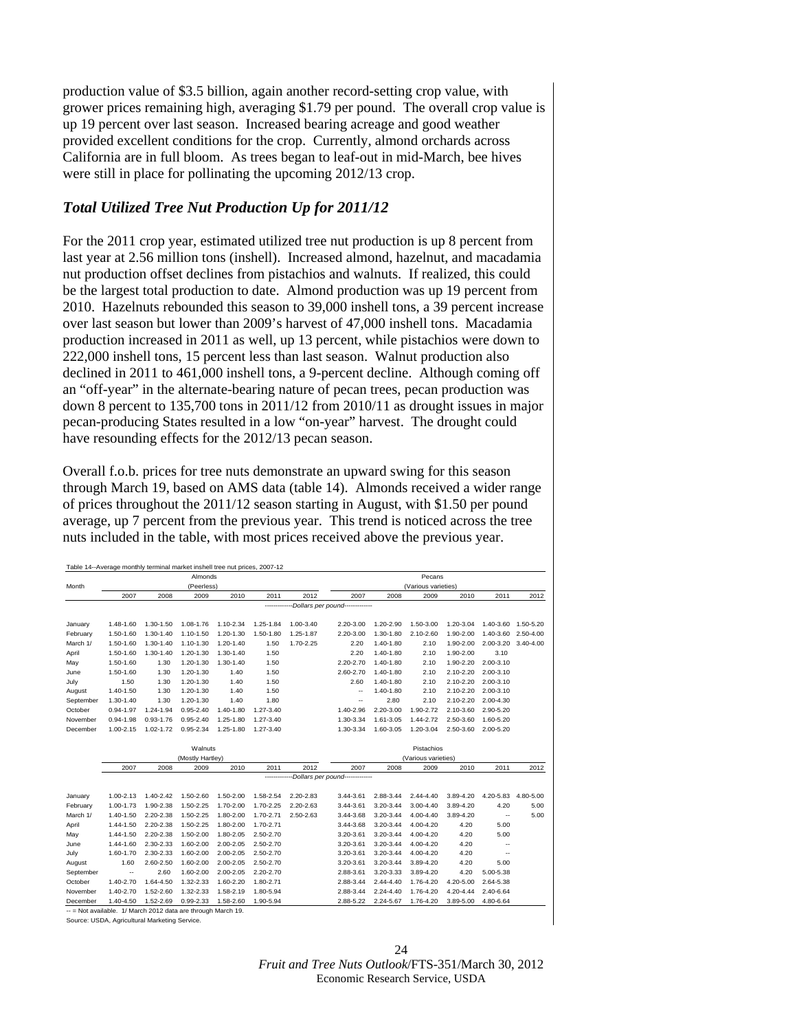production value of $3.5 billion, again another record-setting crop value, with grower prices remaining high, averaging $1.79 per pound. The overall crop value is up 19 percent over last season. Increased bearing acreage and good weather provided excellent conditions for the crop. Currently, almond orchards across California are in full bloom. As trees began to leaf-out in mid-March, bee hives were still in place for pollinating the upcoming 2012/13 crop.

## *Total Utilized Tree Nut Production Up for 2011/12*

For the 2011 crop year, estimated utilized tree nut production is up 8 percent from last year at 2.56 million tons (inshell). Increased almond, hazelnut, and macadamia nut production offset declines from pistachios and walnuts. If realized, this could be the largest total production to date. Almond production was up 19 percent from 2010. Hazelnuts rebounded this season to 39,000 inshell tons, a 39 percent increase over last season but lower than 2009's harvest of 47,000 inshell tons. Macadamia production increased in 2011 as well, up 13 percent, while pistachios were down to 222,000 inshell tons, 15 percent less than last season. Walnut production also declined in 2011 to 461,000 inshell tons, a 9-percent decline. Although coming off an "off-year" in the alternate-bearing nature of pecan trees, pecan production was down 8 percent to 135,700 tons in 2011/12 from 2010/11 as drought issues in major pecan-producing States resulted in a low "on-year" harvest. The drought could have resounding effects for the 2012/13 pecan season.

Overall f.o.b. prices for tree nuts demonstrate an upward swing for this season through March 19, based on AMS data (table 14). Almonds received a wider range of prices throughout the 2011/12 season starting in August, with $1.50 per pound average, up 7 percent from the previous year. This trend is noticed across the tree nuts included in the table, with most prices received above the previous year.

Table 14--Average monthly terminal market inshell tree nut prices, 2007-12

| Month | Almonds (Peerless) | | | | | | Pecans (Various varieties) | | | | | |
|---|---|---|---|---|---|---|---|---|---|---|---|---|
| | 2007 | 2008 | 2009 | 2010 | 2011 | 2012 | 2007 | 2008 | 2009 | 2010 | 2011 | 2012 |
| | -------------Dollars per pound------------- | | | | | | | | | | | |
| January | 1.48-1.60 | 1.30-1.50 | 1.08-1.76 | 1.10-2.34 | 1.25-1.84 | 1.00-3.40 | 2.20-3.00 | 1.20-2.90 | 1.50-3.00 | 1.20-3.04 | 1.40-3.60 | 1.50-5.20 |
| February | 1.50-1.60 | 1.30-1.40 | 1.10-1.50 | 1.20-1.30 | 1.50-1.80 | 1.25-1.87 | 2.20-3.00 | 1.30-1.80 | 2.10-2.60 | 1.90-2.00 | 1.40-3.60 | 2.50-4.00 |
| March 1/ | 1.50-1.60 | 1.30-1.40 | 1.10-1.30 | 1.20-1.40 | 1.50 | 1.70-2.25 | 2.20 | 1.40-1.80 | 2.10 | 1.90-2.00 | 2.00-3.20 | 3.40-4.00 |
| April | 1.50-1.60 | 1.30-1.40 | 1.20-1.30 | 1.30-1.40 | 1.50 | | 2.20 | 1.40-1.80 | 2.10 | 1.90-2.00 | 3.10 | |
| May | 1.50-1.60 | 1.30 | 1.20-1.30 | 1.30-1.40 | 1.50 | | 2.20-2.70 | 1.40-1.80 | 2.10 | 1.90-2.20 | 2.00-3.10 | |
| June | 1.50-1.60 | 1.30 | 1.20-1.30 | 1.40 | 1.50 | | 2.60-2.70 | 1.40-1.80 | 2.10 | 2.10-2.20 | 2.00-3.10 | |
| July | 1.50 | 1.30 | 1.20-1.30 | 1.40 | 1.50 | | 2.60 | 1.40-1.80 | 2.10 | 2.10-2.20 | 2.00-3.10 | |
| August | 1.40-1.50 | 1.30 | 1.20-1.30 | 1.40 | 1.50 | | -- | 1.40-1.80 | 2.10 | 2.10-2.20 | 2.00-3.10 | |
| September | 1.30-1.40 | 1.30 | 1.20-1.30 | 1.40 | 1.80 | | -- | 2.80 | 2.10 | 2.10-2.20 | 2.00-4.30 | |
| October | 0.94-1.97 | 1.24-1.94 | 0.95-2.40 | 1.40-1.80 | 1.27-3.40 | | 1.40-2.96 | 2.20-3.00 | 1.90-2.72 | 2.10-3.60 | 2.90-5.20 | |
| November | 0.94-1.98 | 0.93-1.76 | 0.95-2.40 | 1.25-1.80 | 1.27-3.40 | | 1.30-3.34 | 1.61-3.05 | 1.44-2.72 | 2.50-3.60 | 1.60-5.20 | |
| December | 1.00-2.15 | 1.02-1.72 | 0.95-2.34 | 1.25-1.80 | 1.27-3.40 | | 1.30-3.34 | 1.60-3.05 | 1.20-3.04 | 2.50-3.60 | 2.00-5.20 | |
| | Walnuts (Mostly Hartley) | | | | | | Pistachios (Various varieties) | | | | | |
| | 2007 | 2008 | 2009 | 2010 | 2011 | 2012 | 2007 | 2008 | 2009 | 2010 | 2011 | 2012 |
| | -------------Dollars per pound------------- | | | | | | | | | | | |
| January | 1.00-2.13 | 1.40-2.42 | 1.50-2.60 | 1.50-2.00 | 1.58-2.54 | 2.20-2.83 | 3.44-3.61 | 2.88-3.44 | 2.44-4.40 | 3.89-4.20 | 4.20-5.83 | 4.80-5.00 |
| February | 1.00-1.73 | 1.90-2.38 | 1.50-2.25 | 1.70-2.00 | 1.70-2.25 | 2.20-2.63 | 3.44-3.61 | 3.20-3.44 | 3.00-4.40 | 3.89-4.20 | 4.20 | 5.00 |
| March 1/ | 1.40-1.50 | 2.20-2.38 | 1.50-2.25 | 1.80-2.00 | 1.70-2.71 | 2.50-2.63 | 3.44-3.68 | 3.20-3.44 | 4.00-4.40 | 3.89-4.20 | -- | 5.00 |
| April | 1.44-1.50 | 2.20-2.38 | 1.50-2.25 | 1.80-2.00 | 1.70-2.71 | | 3.44-3.68 | 3.20-3.44 | 4.00-4.20 | 4.20 | 5.00 | |
| May | 1.44-1.50 | 2.20-2.38 | 1.50-2.00 | 1.80-2.05 | 2.50-2.70 | | 3.20-3.61 | 3.20-3.44 | 4.00-4.20 | 4.20 | 5.00 | |
| June | 1.44-1.60 | 2.30-2.33 | 1.60-2.00 | 2.00-2.05 | 2.50-2.70 | | 3.20-3.61 | 3.20-3.44 | 4.00-4.20 | 4.20 | -- | |
| July | 1.60-1.70 | 2.30-2.33 | 1.60-2.00 | 2.00-2.05 | 2.50-2.70 | | 3.20-3.61 | 3.20-3.44 | 4.00-4.20 | 4.20 | -- | |
| August | 1.60 | 2.60-2.50 | 1.60-2.00 | 2.00-2.05 | 2.50-2.70 | | 3.20-3.61 | 3.20-3.44 | 3.89-4.20 | 4.20 | 5.00 | |
| September | -- | 2.60 | 1.60-2.00 | 2.00-2.05 | 2.20-2.70 | | 2.88-3.61 | 3.20-3.33 | 3.89-4.20 | 4.20 | 5.00-5.38 | |
| October | 1.40-2.70 | 1.64-4.50 | 1.32-2.33 | 1.60-2.20 | 1.80-2.71 | | 2.88-3.44 | 2.44-4.40 | 1.76-4.20 | 4.20-5.00 | 2.64-5.38 | |
| November | 1.40-2.70 | 1.52-2.60 | 1.32-2.33 | 1.58-2.19 | 1.80-5.94 | | 2.88-3.44 | 2.24-4.40 | 1.76-4.20 | 4.20-4.44 | 2.40-6.64 | |
| December | 1.40-4.50 | 1.52-2.69 | 0.99-2.33 | 1.58-2.60 | 1.90-5.94 | | 2.88-5.22 | 2.24-5.67 | 1.76-4.20 | 3.89-5.00 | 4.80-6.64 | |

-- = Not available. 1/ March 2012 data are through March 19.

Source: USDA, Agricultural Marketing Service.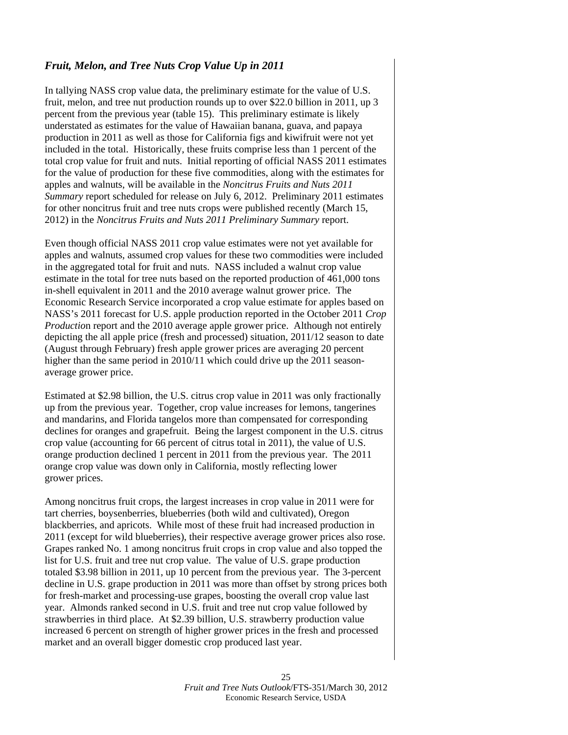### *Fruit, Melon, and Tree Nuts Crop Value Up in 2011*

In tallying NASS crop value data, the preliminary estimate for the value of U.S. fruit, melon, and tree nut production rounds up to over \$22.0 billion in 2011, up 3 percent from the previous year (table 15). This preliminary estimate is likely understated as estimates for the value of Hawaiian banana, guava, and papaya production in 2011 as well as those for California figs and kiwifruit were not yet included in the total. Historically, these fruits comprise less than 1 percent of the total crop value for fruit and nuts. Initial reporting of official NASS 2011 estimates for the value of production for these five commodities, along with the estimates for apples and walnuts, will be available in the *Noncitrus Fruits and Nuts 2011 Summary* report scheduled for release on July 6, 2012. Preliminary 2011 estimates for other noncitrus fruit and tree nuts crops were published recently (March 15, 2012) in the *Noncitrus Fruits and Nuts 2011 Preliminary Summary* report.

Even though official NASS 2011 crop value estimates were not yet available for apples and walnuts, assumed crop values for these two commodities were included in the aggregated total for fruit and nuts. NASS included a walnut crop value estimate in the total for tree nuts based on the reported production of 461,000 tons in-shell equivalent in 2011 and the 2010 average walnut grower price. The Economic Research Service incorporated a crop value estimate for apples based on NASS's 2011 forecast for U.S. apple production reported in the October 2011 *Crop Production* report and the 2010 average apple grower price. Although not entirely depicting the all apple price (fresh and processed) situation, 2011/12 season to date (August through February) fresh apple grower prices are averaging 20 percent higher than the same period in 2010/11 which could drive up the 2011 season-average grower price.

Estimated at \$2.98 billion, the U.S. citrus crop value in 2011 was only fractionally up from the previous year. Together, crop value increases for lemons, tangerines and mandarins, and Florida tangelos more than compensated for corresponding declines for oranges and grapefruit. Being the largest component in the U.S. citrus crop value (accounting for 66 percent of citrus total in 2011), the value of U.S. orange production declined 1 percent in 2011 from the previous year. The 2011 orange crop value was down only in California, mostly reflecting lower grower prices.

Among noncitrus fruit crops, the largest increases in crop value in 2011 were for tart cherries, boysenberries, blueberries (both wild and cultivated), Oregon blackberries, and apricots. While most of these fruit had increased production in 2011 (except for wild blueberries), their respective average grower prices also rose. Grapes ranked No. 1 among noncitrus fruit crops in crop value and also topped the list for U.S. fruit and tree nut crop value. The value of U.S. grape production totaled \$3.98 billion in 2011, up 10 percent from the previous year. The 3-percent decline in U.S. grape production in 2011 was more than offset by strong prices both for fresh-market and processing-use grapes, boosting the overall crop value last year. Almonds ranked second in U.S. fruit and tree nut crop value followed by strawberries in third place. At \$2.39 billion, U.S. strawberry production value increased 6 percent on strength of higher grower prices in the fresh and processed market and an overall bigger domestic crop produced last year.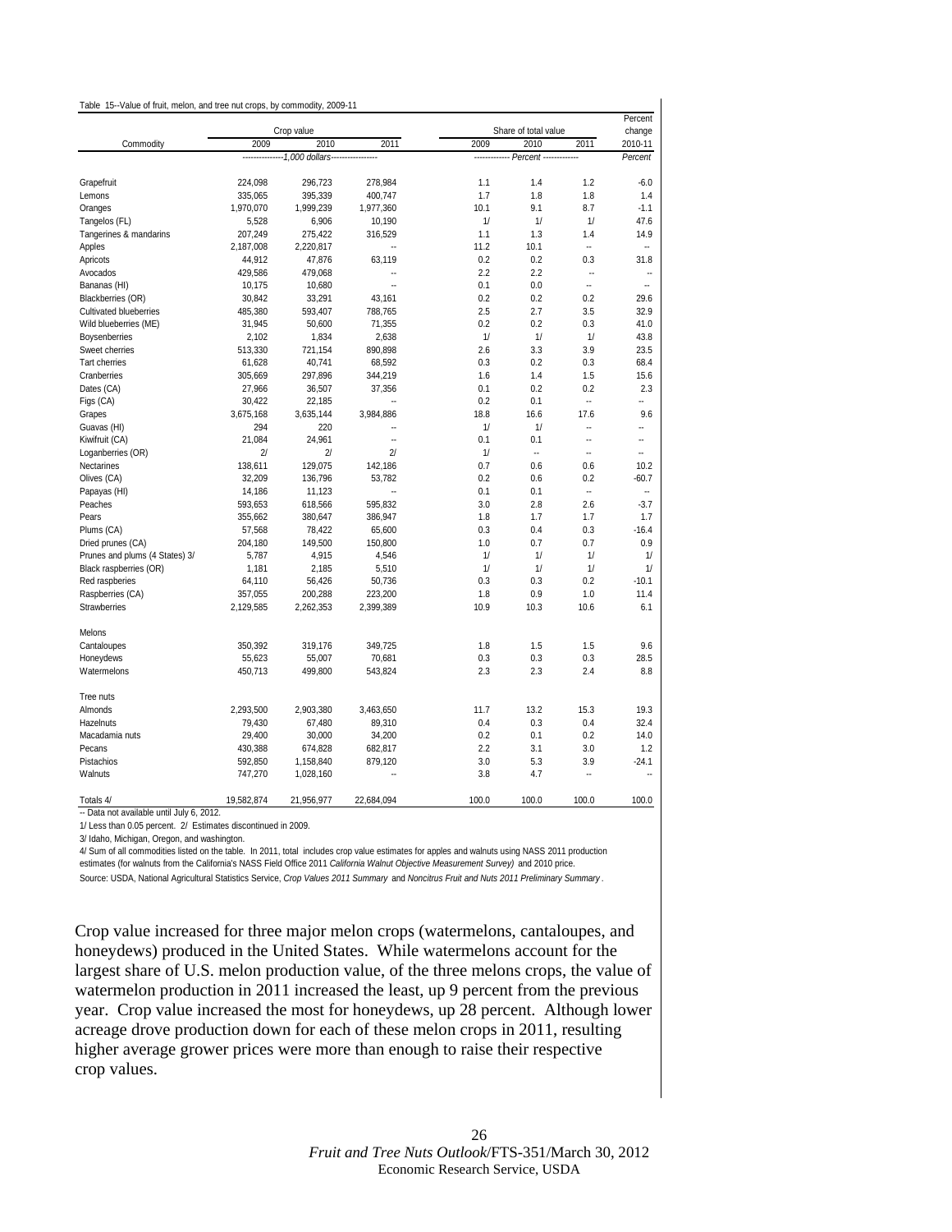Table 15--Value of fruit, melon, and tree nut crops, by commodity, 2009-11

| Commodity | Crop value | | | Share of total value | | | Percent change |
|---|---|---|---|---|---|---|---|
| | 2009 | 2010 | 2011 | 2009 | 2010 | 2011 | 2010-11 |
| | ---------------1,000 dollars--------------- | | | ------------- Percent ------------- | | | Percent |
| Grapefruit | 224,098 | 296,723 | 278,984 | 1.1 | 1.4 | 1.2 | -6.0 |
| Lemons | 335,065 | 395,339 | 400,747 | 1.7 | 1.8 | 1.8 | 1.4 |
| Oranges | 1,970,070 | 1,999,239 | 1,977,360 | 10.1 | 9.1 | 8.7 | -1.1 |
| Tangelos (FL) | 5,528 | 6,906 | 10,190 | 1/ | 1/ | 1/ | 47.6 |
| Tangerines & mandarins | 207,249 | 275,422 | 316,529 | 1.1 | 1.3 | 1.4 | 14.9 |
| Apples | 2,187,008 | 2,220,817 | -- | 11.2 | 10.1 | -- | -- |
| Apricots | 44,912 | 47,876 | 63,119 | 0.2 | 0.2 | 0.3 | 31.8 |
| Avocados | 429,586 | 479,068 | -- | 2.2 | 2.2 | -- | -- |
| Bananas (HI) | 10,175 | 10,680 | -- | 0.1 | 0.0 | -- | -- |
| Blackberries (OR) | 30,842 | 33,291 | 43,161 | 0.2 | 0.2 | 0.2 | 29.6 |
| Cultivated blueberries | 485,380 | 593,407 | 788,765 | 2.5 | 2.7 | 3.5 | 32.9 |
| Wild blueberries (ME) | 31,945 | 50,600 | 71,355 | 0.2 | 0.2 | 0.3 | 41.0 |
| Boysenberries | 2,102 | 1,834 | 2,638 | 1/ | 1/ | 1/ | 43.8 |
| Sweet cherries | 513,330 | 721,154 | 890,898 | 2.6 | 3.3 | 3.9 | 23.5 |
| Tart cherries | 61,628 | 40,741 | 68,592 | 0.3 | 0.2 | 0.3 | 68.4 |
| Cranberries | 305,669 | 297,896 | 344,219 | 1.6 | 1.4 | 1.5 | 15.6 |
| Dates (CA) | 27,966 | 36,507 | 37,356 | 0.1 | 0.2 | 0.2 | 2.3 |
| Figs (CA) | 30,422 | 22,185 | -- | 0.2 | 0.1 | -- | -- |
| Grapes | 3,675,168 | 3,635,144 | 3,984,886 | 18.8 | 16.6 | 17.6 | 9.6 |
| Guavas (HI) | 294 | 220 | -- | 1/ | 1/ | -- | -- |
| Kiwifruit (CA) | 21,084 | 24,961 | -- | 0.1 | 0.1 | -- | -- |
| Loganberries (OR) | 2/ | 2/ | 2/ | 1/ | -- | -- | -- |
| Nectarines | 138,611 | 129,075 | 142,186 | 0.7 | 0.6 | 0.6 | 10.2 |
| Olives (CA) | 32,209 | 136,796 | 53,782 | 0.2 | 0.6 | 0.2 | -60.7 |
| Papayas (HI) | 14,186 | 11,123 | -- | 0.1 | 0.1 | -- | -- |
| Peaches | 593,653 | 618,566 | 595,832 | 3.0 | 2.8 | 2.6 | -3.7 |
| Pears | 355,662 | 380,647 | 386,947 | 1.8 | 1.7 | 1.7 | 1.7 |
| Plums (CA) | 57,568 | 78,422 | 65,600 | 0.3 | 0.4 | 0.3 | -16.4 |
| Dried prunes (CA) | 204,180 | 149,500 | 150,800 | 1.0 | 0.7 | 0.7 | 0.9 |
| Prunes and plums (4 States) 3/ | 5,787 | 4,915 | 4,546 | 1/ | 1/ | 1/ | 1/ |
| Black raspberries (OR) | 1,181 | 2,185 | 5,510 | 1/ | 1/ | 1/ | 1/ |
| Red raspberries | 64,110 | 56,426 | 50,736 | 0.3 | 0.3 | 0.2 | -10.1 |
| Raspberries (CA) | 357,055 | 200,288 | 223,200 | 1.8 | 0.9 | 1.0 | 11.4 |
| Strawberries | 2,129,585 | 2,262,353 | 2,399,389 | 10.9 | 10.3 | 10.6 | 6.1 |
| Melons | | | | | | | |
| Cantaloupes | 350,392 | 319,176 | 349,725 | 1.8 | 1.5 | 1.5 | 9.6 |
| Honeydews | 55,623 | 55,007 | 70,681 | 0.3 | 0.3 | 0.3 | 28.5 |
| Watermelons | 450,713 | 499,800 | 543,824 | 2.3 | 2.3 | 2.4 | 8.8 |
| Tree nuts | | | | | | | |
| Almonds | 2,293,500 | 2,903,380 | 3,463,650 | 11.7 | 13.2 | 15.3 | 19.3 |
| Hazelnuts | 79,430 | 67,480 | 89,310 | 0.4 | 0.3 | 0.4 | 32.4 |
| Macadamia nuts | 29,400 | 30,000 | 34,200 | 0.2 | 0.1 | 0.2 | 14.0 |
| Pecans | 430,388 | 674,828 | 682,817 | 2.2 | 3.1 | 3.0 | 1.2 |
| Pistachios | 592,850 | 1,158,840 | 879,120 | 3.0 | 5.3 | 3.9 | -24.1 |
| Walnuts | 747,270 | 1,028,160 | -- | 3.8 | 4.7 | -- | -- |
| Totals 4/ | 19,582,874 | 21,956,977 | 22,684,094 | 100.0 | 100.0 | 100.0 | 100.0 |

-- Data not available until July 6, 2012.

1/ Less than 0.05 percent. 2/ Estimates discontinued in 2009.

3/ Idaho, Michigan, Oregon, and washington.

4/ Sum of all commodities listed on the table. In 2011, total includes crop value estimates for apples and walnuts using NASS 2011 production estimates (for walnuts from the California's NASS Field Office 2011 *California Walnut Objective Measurement Survey)* and 2010 price.

Source: USDA, National Agricultural Statistics Service, *Crop Values 2011 Summary* and *Noncitrus Fruit and Nuts 2011 Preliminary Summary*.

Crop value increased for three major melon crops (watermelons, cantaloupes, and honeydews) produced in the United States. While watermelons account for the largest share of U.S. melon production value, of the three melons crops, the value of watermelon production in 2011 increased the least, up 9 percent from the previous year. Crop value increased the most for honeydews, up 28 percent. Although lower acreage drove production down for each of these melon crops in 2011, resulting higher average grower prices were more than enough to raise their respective crop values.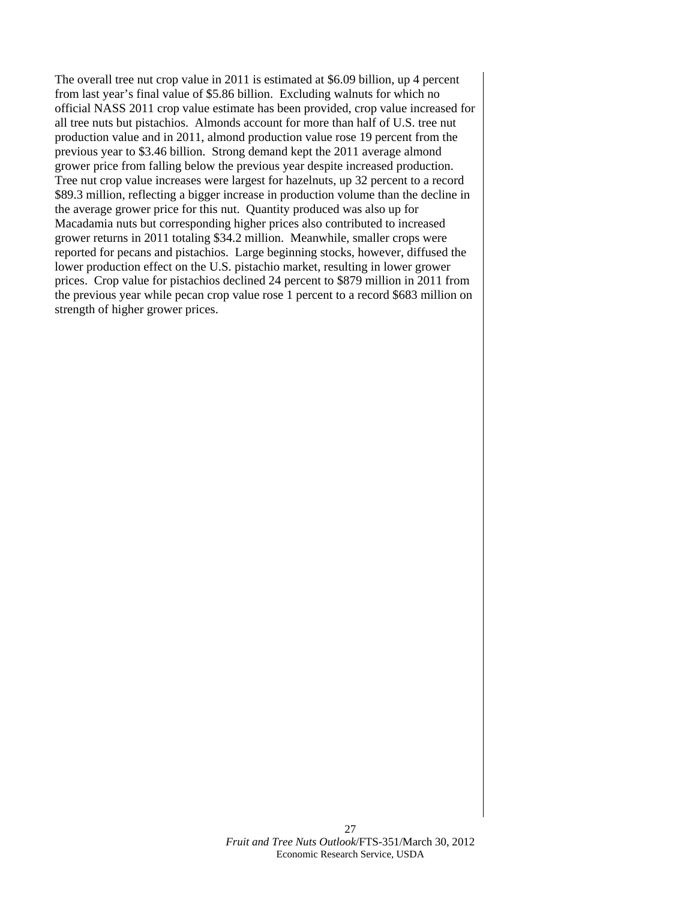The overall tree nut crop value in 2011 is estimated at $6.09 billion, up 4 percent from last year's final value of $5.86 billion. Excluding walnuts for which no official NASS 2011 crop value estimate has been provided, crop value increased for all tree nuts but pistachios. Almonds account for more than half of U.S. tree nut production value and in 2011, almond production value rose 19 percent from the previous year to $3.46 billion. Strong demand kept the 2011 average almond grower price from falling below the previous year despite increased production. Tree nut crop value increases were largest for hazelnuts, up 32 percent to a record $89.3 million, reflecting a bigger increase in production volume than the decline in the average grower price for this nut. Quantity produced was also up for Macadamia nuts but corresponding higher prices also contributed to increased grower returns in 2011 totaling $34.2 million. Meanwhile, smaller crops were reported for pecans and pistachios. Large beginning stocks, however, diffused the lower production effect on the U.S. pistachio market, resulting in lower grower prices. Crop value for pistachios declined 24 percent to $879 million in 2011 from the previous year while pecan crop value rose 1 percent to a record $683 million on strength of higher grower prices.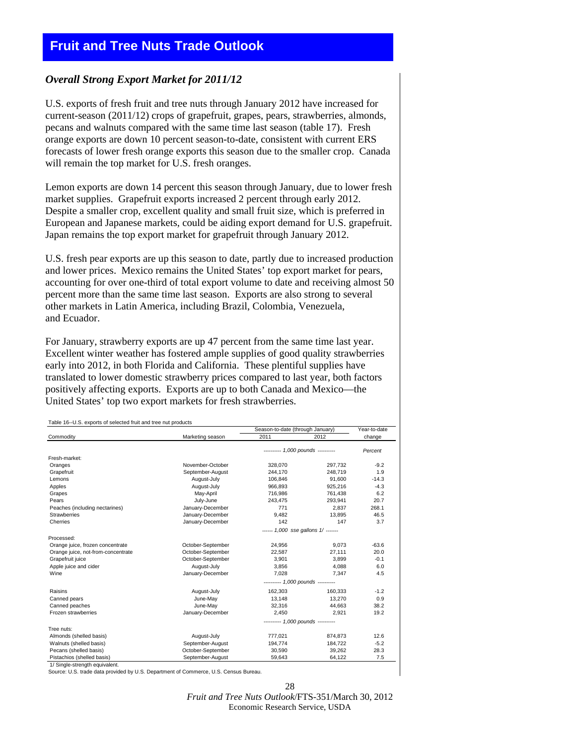# Fruit and Tree Nuts Trade Outlook

## *Overall Strong Export Market for 2011/12*

U.S. exports of fresh fruit and tree nuts through January 2012 have increased for current-season (2011/12) crops of grapefruit, grapes, pears, strawberries, almonds, pecans and walnuts compared with the same time last season (table 17). Fresh orange exports are down 10 percent season-to-date, consistent with current ERS forecasts of lower fresh orange exports this season due to the smaller crop. Canada will remain the top market for U.S. fresh oranges.

Lemon exports are down 14 percent this season through January, due to lower fresh market supplies. Grapefruit exports increased 2 percent through early 2012. Despite a smaller crop, excellent quality and small fruit size, which is preferred in European and Japanese markets, could be aiding export demand for U.S. grapefruit. Japan remains the top export market for grapefruit through January 2012.

U.S. fresh pear exports are up this season to date, partly due to increased production and lower prices. Mexico remains the United States' top export market for pears, accounting for over one-third of total export volume to date and receiving almost 50 percent more than the same time last season. Exports are also strong to several other markets in Latin America, including Brazil, Colombia, Venezuela, and Ecuador.

For January, strawberry exports are up 47 percent from the same time last year. Excellent winter weather has fostered ample supplies of good quality strawberries early into 2012, in both Florida and California. These plentiful supplies have translated to lower domestic strawberry prices compared to last year, both factors positively affecting exports. Exports are up to both Canada and Mexico—the United States' top two export markets for fresh strawberries.

Table 16--U.S. exports of selected fruit and tree nut products

| Commodity | Marketing season | Season-to-date (through January) 2011 | 2012 | Year-to-date change |
|---|---|---|---|---|
| | | ---------- 1,000 pounds ---------- | | Percent |
| Fresh-market: | | | | |
| Oranges | November-October | 328,070 | 297,732 | -9.2 |
| Grapefruit | September-August | 244,170 | 248,719 | 1.9 |
| Lemons | August-July | 106,846 | 91,600 | -14.3 |
| Apples | August-July | 966,893 | 925,216 | -4.3 |
| Grapes | May-April | 716,986 | 761,438 | 6.2 |
| Pears | July-June | 243,475 | 293,941 | 20.7 |
| Peaches (including nectarines) | January-December | 771 | 2,837 | 268.1 |
| Strawberries | January-December | 9,482 | 13,895 | 46.5 |
| Cherries | January-December | 142 | 147 | 3.7 |
| | | ------ 1,000 sse gallons 1/ ------- | | |
| Processed: | | | | |
| Orange juice, frozen concentrate | October-September | 24,956 | 9,073 | -63.6 |
| Orange juice, not-from-concentrate | October-September | 22,587 | 27,111 | 20.0 |
| Grapefruit juice | October-September | 3,901 | 3,899 | -0.1 |
| Apple juice and cider | August-July | 3,856 | 4,088 | 6.0 |
| Wine | January-December | 7,028 | 7,347 | 4.5 |
| | | ---------- 1,000 pounds ---------- | | |
| Raisins | August-July | 162,303 | 160,333 | -1.2 |
| Canned pears | June-May | 13,148 | 13,270 | 0.9 |
| Canned peaches | June-May | 32,316 | 44,663 | 38.2 |
| Frozen strawberries | January-December | 2,450 | 2,921 | 19.2 |
| | | ---------- 1,000 pounds ---------- | | |
| Tree nuts: | | | | |
| Almonds (shelled basis) | August-July | 777,021 | 874,873 | 12.6 |
| Walnuts (shelled basis) | September-August | 194,774 | 184,722 | -5.2 |
| Pecans (shelled basis) | October-September | 30,590 | 39,262 | 28.3 |
| Pistachios (shelled basis) | September-August | 59,643 | 64,122 | 7.5 |

1/ Single-strength equivalent.
Source: U.S. trade data provided by U.S. Department of Commerce, U.S. Census Bureau.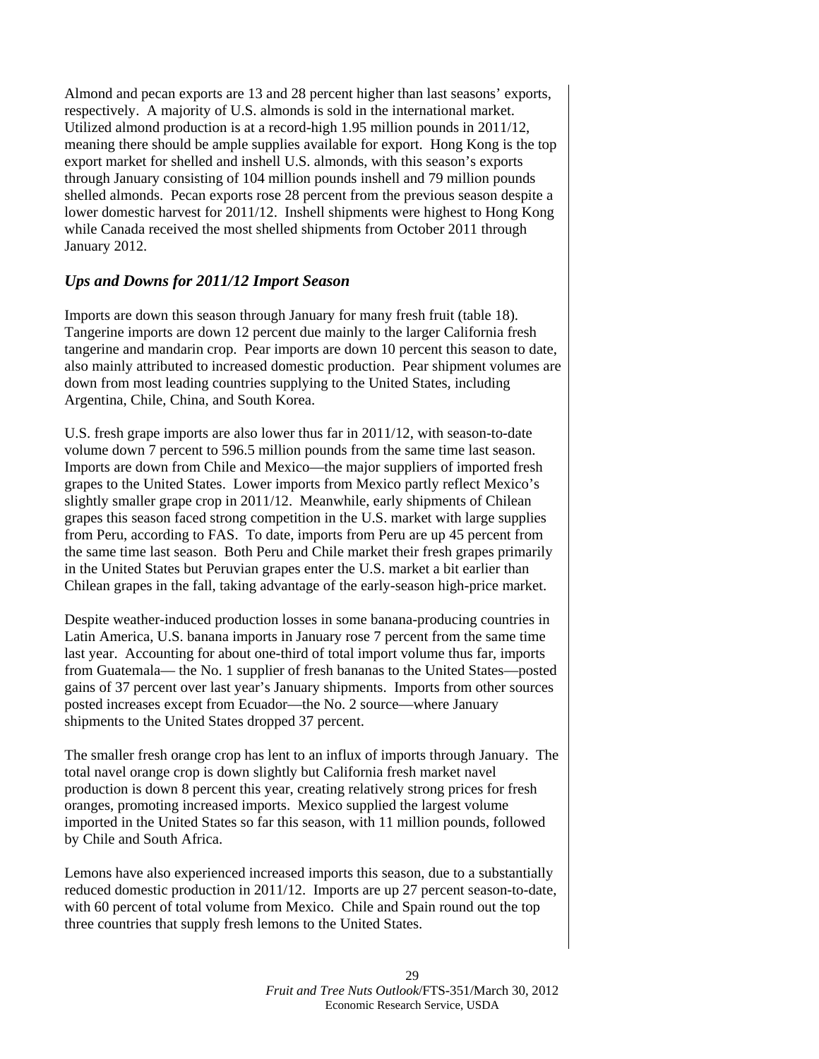Almond and pecan exports are 13 and 28 percent higher than last seasons' exports, respectively. A majority of U.S. almonds is sold in the international market. Utilized almond production is at a record-high 1.95 million pounds in 2011/12, meaning there should be ample supplies available for export. Hong Kong is the top export market for shelled and inshell U.S. almonds, with this season's exports through January consisting of 104 million pounds inshell and 79 million pounds shelled almonds. Pecan exports rose 28 percent from the previous season despite a lower domestic harvest for 2011/12. Inshell shipments were highest to Hong Kong while Canada received the most shelled shipments from October 2011 through January 2012.

### *Ups and Downs for 2011/12 Import Season*

Imports are down this season through January for many fresh fruit (table 18). Tangerine imports are down 12 percent due mainly to the larger California fresh tangerine and mandarin crop. Pear imports are down 10 percent this season to date, also mainly attributed to increased domestic production. Pear shipment volumes are down from most leading countries supplying to the United States, including Argentina, Chile, China, and South Korea.

U.S. fresh grape imports are also lower thus far in 2011/12, with season-to-date volume down 7 percent to 596.5 million pounds from the same time last season. Imports are down from Chile and Mexico—the major suppliers of imported fresh grapes to the United States. Lower imports from Mexico partly reflect Mexico's slightly smaller grape crop in 2011/12. Meanwhile, early shipments of Chilean grapes this season faced strong competition in the U.S. market with large supplies from Peru, according to FAS. To date, imports from Peru are up 45 percent from the same time last season. Both Peru and Chile market their fresh grapes primarily in the United States but Peruvian grapes enter the U.S. market a bit earlier than Chilean grapes in the fall, taking advantage of the early-season high-price market.

Despite weather-induced production losses in some banana-producing countries in Latin America, U.S. banana imports in January rose 7 percent from the same time last year. Accounting for about one-third of total import volume thus far, imports from Guatemala— the No. 1 supplier of fresh bananas to the United States—posted gains of 37 percent over last year's January shipments. Imports from other sources posted increases except from Ecuador—the No. 2 source—where January shipments to the United States dropped 37 percent.

The smaller fresh orange crop has lent to an influx of imports through January. The total navel orange crop is down slightly but California fresh market navel production is down 8 percent this year, creating relatively strong prices for fresh oranges, promoting increased imports. Mexico supplied the largest volume imported in the United States so far this season, with 11 million pounds, followed by Chile and South Africa.

Lemons have also experienced increased imports this season, due to a substantially reduced domestic production in 2011/12. Imports are up 27 percent season-to-date, with 60 percent of total volume from Mexico. Chile and Spain round out the top three countries that supply fresh lemons to the United States.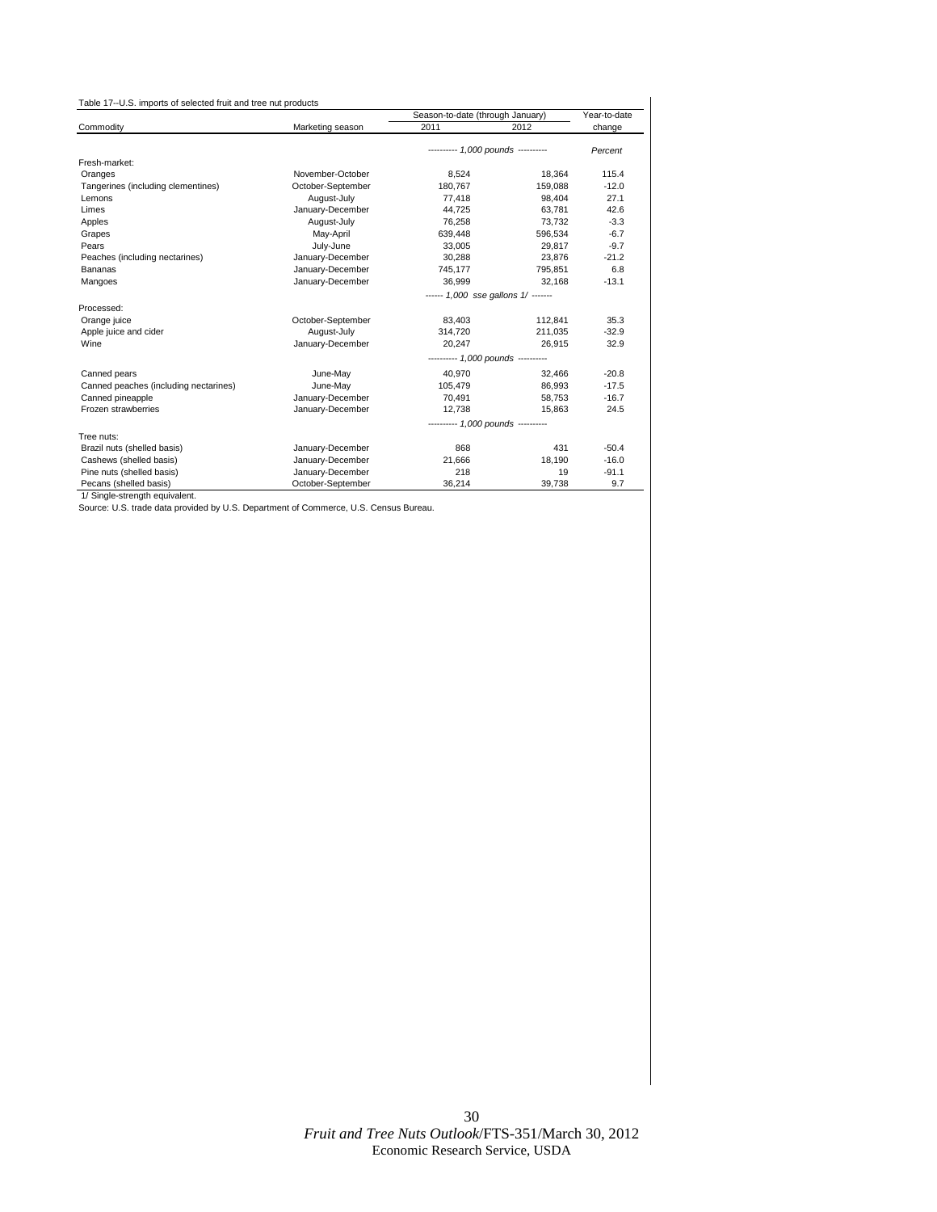Table 17--U.S. imports of selected fruit and tree nut products

| Commodity | Marketing season | Season-to-date (through January) 2011 | Season-to-date (through January) 2012 | Year-to-date change |
|---|---|---|---|---|
| | | ---------- 1,000 pounds ---------- | | Percent |
| Fresh-market: | | | | |
| Oranges | November-October | 8,524 | 18,364 | 115.4 |
| Tangerines (including clementines) | October-September | 180,767 | 159,088 | -12.0 |
| Lemons | August-July | 77,418 | 98,404 | 27.1 |
| Limes | January-December | 44,725 | 63,781 | 42.6 |
| Apples | August-July | 76,258 | 73,732 | -3.3 |
| Grapes | May-April | 639,448 | 596,534 | -6.7 |
| Pears | July-June | 33,005 | 29,817 | -9.7 |
| Peaches (including nectarines) | January-December | 30,288 | 23,876 | -21.2 |
| Bananas | January-December | 745,177 | 795,851 | 6.8 |
| Mangoes | January-December | 36,999 | 32,168 | -13.1 |
| | | ------ 1,000 sse gallons 1/ ------- | | |
| Processed: | | | | |
| Orange juice | October-September | 83,403 | 112,841 | 35.3 |
| Apple juice and cider | August-July | 314,720 | 211,035 | -32.9 |
| Wine | January-December | 20,247 | 26,915 | 32.9 |
| | | ---------- 1,000 pounds ---------- | | |
| Canned pears | June-May | 40,970 | 32,466 | -20.8 |
| Canned peaches (including nectarines) | June-May | 105,479 | 86,993 | -17.5 |
| Canned pineapple | January-December | 70,491 | 58,753 | -16.7 |
| Frozen strawberries | January-December | 12,738 | 15,863 | 24.5 |
| | | ---------- 1,000 pounds ---------- | | |
| Tree nuts: | | | | |
| Brazil nuts (shelled basis) | January-December | 868 | 431 | -50.4 |
| Cashews (shelled basis) | January-December | 21,666 | 18,190 | -16.0 |
| Pine nuts (shelled basis) | January-December | 218 | 19 | -91.1 |
| Pecans (shelled basis) | October-September | 36,214 | 39,738 | 9.7 |

1/ Single-strength equivalent.

Source: U.S. trade data provided by U.S. Department of Commerce, U.S. Census Bureau.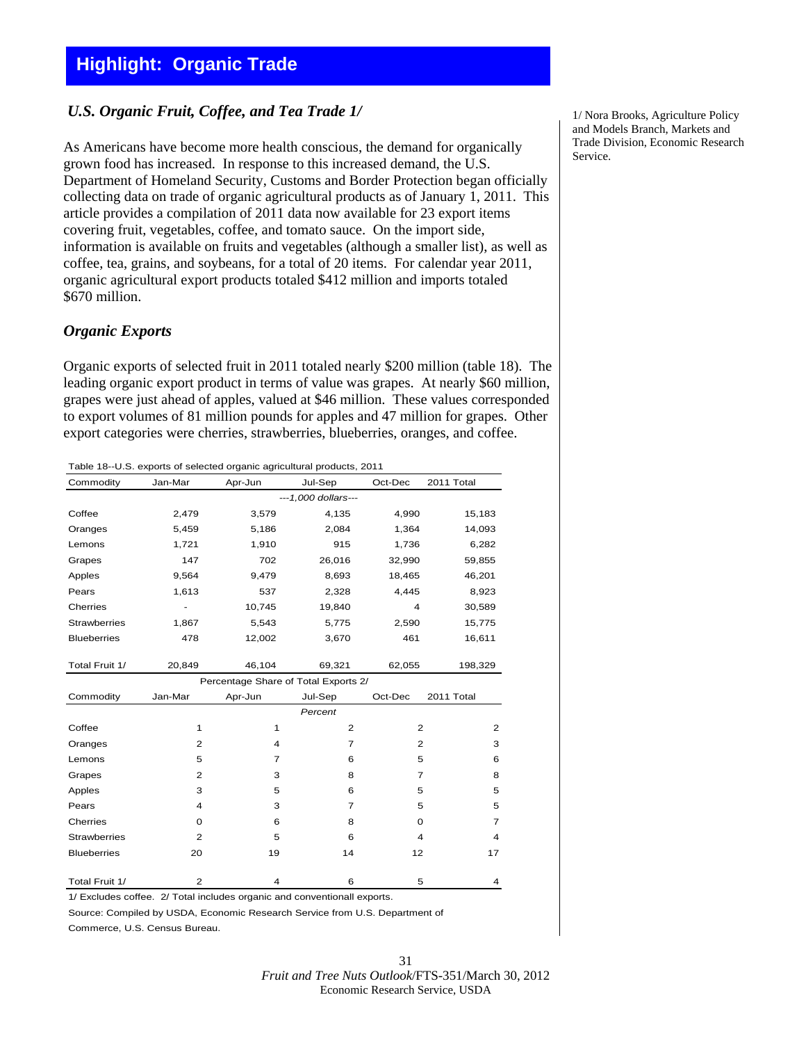# Highlight: Organic Trade

## *U.S. Organic Fruit, Coffee, and Tea Trade 1/*

1/ Nora Brooks, Agriculture Policy and Models Branch, Markets and Trade Division, Economic Research Service.

As Americans have become more health conscious, the demand for organically grown food has increased. In response to this increased demand, the U.S. Department of Homeland Security, Customs and Border Protection began officially collecting data on trade of organic agricultural products as of January 1, 2011. This article provides a compilation of 2011 data now available for 23 export items covering fruit, vegetables, coffee, and tomato sauce. On the import side, information is available on fruits and vegetables (although a smaller list), as well as coffee, tea, grains, and soybeans, for a total of 20 items. For calendar year 2011, organic agricultural export products totaled $412 million and imports totaled $670 million.

## *Organic Exports*

Organic exports of selected fruit in 2011 totaled nearly $200 million (table 18). The leading organic export product in terms of value was grapes. At nearly $60 million, grapes were just ahead of apples, valued at $46 million. These values corresponded to export volumes of 81 million pounds for apples and 47 million for grapes. Other export categories were cherries, strawberries, blueberries, oranges, and coffee.

Table 18--U.S. exports of selected organic agricultural products, 2011

| Commodity | Jan-Mar | Apr-Jun | Jul-Sep | Oct-Dec | 2011 Total |
|---|---|---|---|---|---|
| | | | ---1,000 dollars--- | | |
| Coffee | 2,479 | 3,579 | 4,135 | 4,990 | 15,183 |
| Oranges | 5,459 | 5,186 | 2,084 | 1,364 | 14,093 |
| Lemons | 1,721 | 1,910 | 915 | 1,736 | 6,282 |
| Grapes | 147 | 702 | 26,016 | 32,990 | 59,855 |
| Apples | 9,564 | 9,479 | 8,693 | 18,465 | 46,201 |
| Pears | 1,613 | 537 | 2,328 | 4,445 | 8,923 |
| Cherries | - | 10,745 | 19,840 | 4 | 30,589 |
| Strawberries | 1,867 | 5,543 | 5,775 | 2,590 | 15,775 |
| Blueberries | 478 | 12,002 | 3,670 | 461 | 16,611 |
| Total Fruit 1/ | 20,849 | 46,104 | 69,321 | 62,055 | 198,329 |
| | | Percentage Share of Total Exports 2/ | | | |
| Commodity | Jan-Mar | Apr-Jun | Jul-Sep | Oct-Dec | 2011 Total |
| | | | Percent | | |
| Coffee | 1 | 1 | 2 | 2 | 2 |
| Oranges | 2 | 4 | 7 | 2 | 3 |
| Lemons | 5 | 7 | 6 | 5 | 6 |
| Grapes | 2 | 3 | 8 | 7 | 8 |
| Apples | 3 | 5 | 6 | 5 | 5 |
| Pears | 4 | 3 | 7 | 5 | 5 |
| Cherries | 0 | 6 | 8 | 0 | 7 |
| Strawberries | 2 | 5 | 6 | 4 | 4 |
| Blueberries | 20 | 19 | 14 | 12 | 17 |
| Total Fruit 1/ | 2 | 4 | 6 | 5 | 4 |

1/ Excludes coffee. 2/ Total includes organic and conventionall exports.

Source: Compiled by USDA, Economic Research Service from U.S. Department of Commerce, U.S. Census Bureau.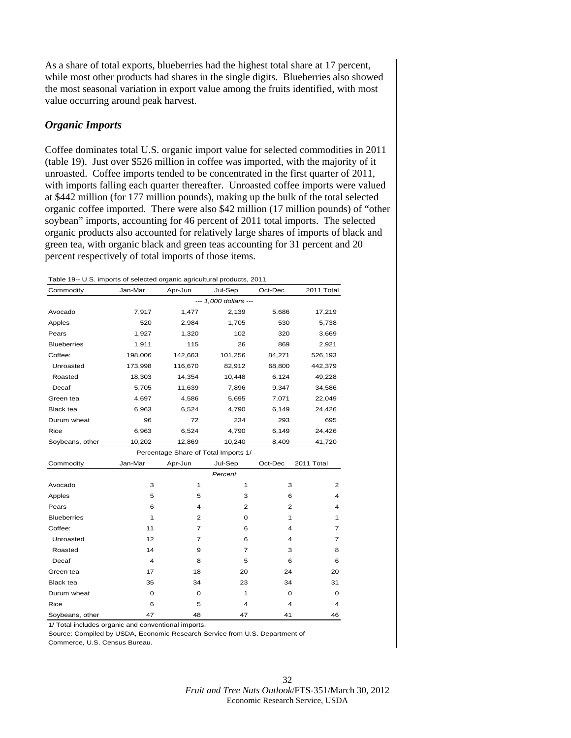As a share of total exports, blueberries had the highest total share at 17 percent, while most other products had shares in the single digits. Blueberries also showed the most seasonal variation in export value among the fruits identified, with most value occurring around peak harvest.

### *Organic Imports*

Coffee dominates total U.S. organic import value for selected commodities in 2011 (table 19). Just over $526 million in coffee was imported, with the majority of it unroasted. Coffee imports tended to be concentrated in the first quarter of 2011, with imports falling each quarter thereafter. Unroasted coffee imports were valued at $442 million (for 177 million pounds), making up the bulk of the total selected organic coffee imported. There were also $42 million (17 million pounds) of "other soybean" imports, accounting for 46 percent of 2011 total imports. The selected organic products also accounted for relatively large shares of imports of black and green tea, with organic black and green teas accounting for 31 percent and 20 percent respectively of total imports of those items.

Table 19-- U.S. imports of selected organic agricultural products, 2011

| Commodity | Jan-Mar | Apr-Jun | Jul-Sep | Oct-Dec | 2011 Total |
|---|---|---|---|---|---|
| | | | *--- 1,000 dollars ---* | | |
| Avocado | 7,917 | 1,477 | 2,139 | 5,686 | 17,219 |
| Apples | 520 | 2,984 | 1,705 | 530 | 5,738 |
| Pears | 1,927 | 1,320 | 102 | 320 | 3,669 |
| Blueberries | 1,911 | 115 | 26 | 869 | 2,921 |
| Coffee: | 198,006 | 142,663 | 101,256 | 84,271 | 526,193 |
| Unroasted | 173,998 | 116,670 | 82,912 | 68,800 | 442,379 |
| Roasted | 18,303 | 14,354 | 10,448 | 6,124 | 49,228 |
| Decaf | 5,705 | 11,639 | 7,896 | 9,347 | 34,586 |
| Green tea | 4,697 | 4,586 | 5,695 | 7,071 | 22,049 |
| Black tea | 6,963 | 6,524 | 4,790 | 6,149 | 24,426 |
| Durum wheat | 96 | 72 | 234 | 293 | 695 |
| Rice | 6,963 | 6,524 | 4,790 | 6,149 | 24,426 |
| Soybeans, other | 10,202 | 12,869 | 10,240 | 8,409 | 41,720 |
| | | Percentage Share of Total Imports 1/ | | | |
| Commodity | Jan-Mar | Apr-Jun | Jul-Sep | Oct-Dec | 2011 Total |
| | | | *Percent* | | |
| Avocado | 3 | 1 | 1 | 3 | 2 |
| Apples | 5 | 5 | 3 | 6 | 4 |
| Pears | 6 | 4 | 2 | 2 | 4 |
| Blueberries | 1 | 2 | 0 | 1 | 1 |
| Coffee: | 11 | 7 | 6 | 4 | 7 |
| Unroasted | 12 | 7 | 6 | 4 | 7 |
| Roasted | 14 | 9 | 7 | 3 | 8 |
| Decaf | 4 | 8 | 5 | 6 | 6 |
| Green tea | 17 | 18 | 20 | 24 | 20 |
| Black tea | 35 | 34 | 23 | 34 | 31 |
| Durum wheat | 0 | 0 | 1 | 0 | 0 |
| Rice | 6 | 5 | 4 | 4 | 4 |
| Soybeans, other | 47 | 48 | 47 | 41 | 46 |

1/ Total includes organic and conventional imports.

Source: Compiled by USDA, Economic Research Service from U.S. Department of Commerce, U.S. Census Bureau.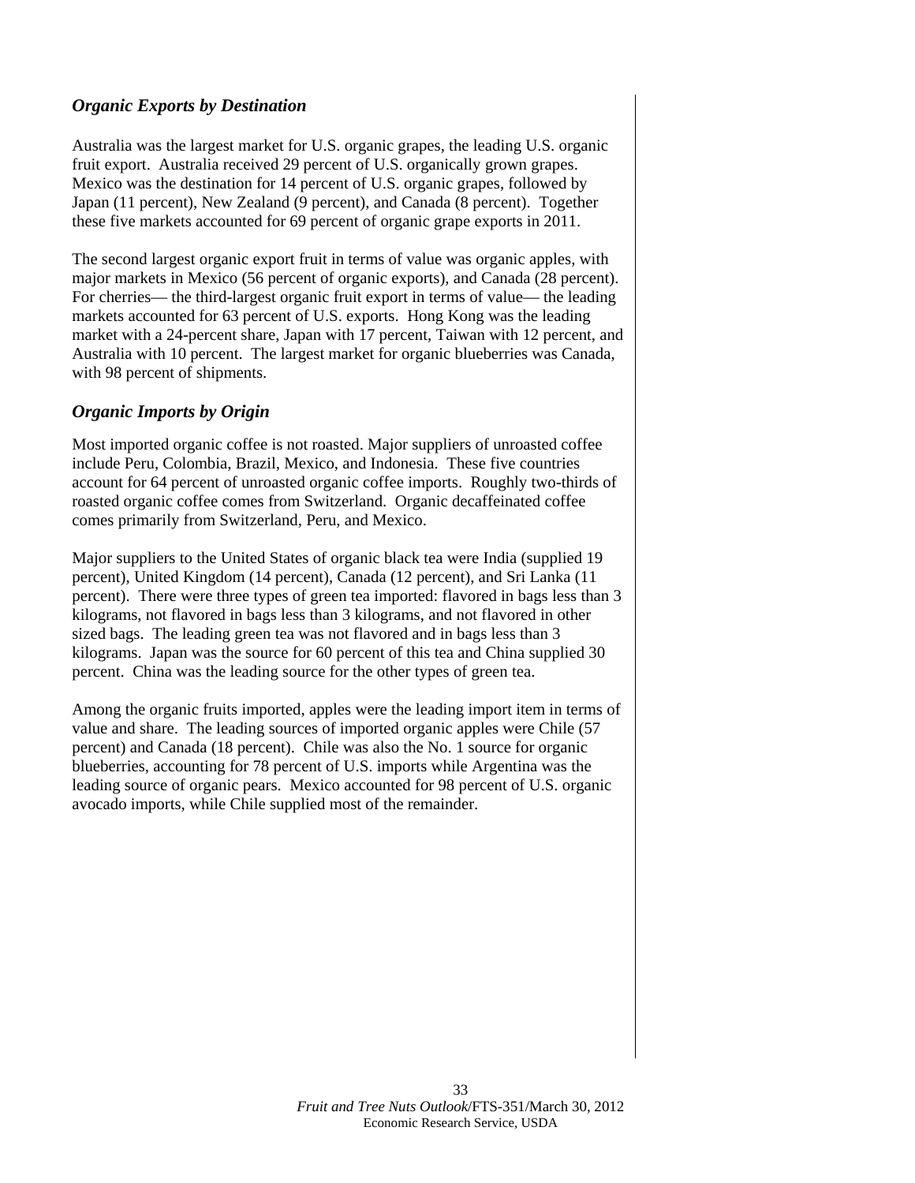### *Organic Exports by Destination*

Australia was the largest market for U.S. organic grapes, the leading U.S. organic fruit export. Australia received 29 percent of U.S. organically grown grapes. Mexico was the destination for 14 percent of U.S. organic grapes, followed by Japan (11 percent), New Zealand (9 percent), and Canada (8 percent). Together these five markets accounted for 69 percent of organic grape exports in 2011.

The second largest organic export fruit in terms of value was organic apples, with major markets in Mexico (56 percent of organic exports), and Canada (28 percent). For cherries— the third-largest organic fruit export in terms of value— the leading markets accounted for 63 percent of U.S. exports. Hong Kong was the leading market with a 24-percent share, Japan with 17 percent, Taiwan with 12 percent, and Australia with 10 percent. The largest market for organic blueberries was Canada, with 98 percent of shipments.

### *Organic Imports by Origin*

Most imported organic coffee is not roasted. Major suppliers of unroasted coffee include Peru, Colombia, Brazil, Mexico, and Indonesia. These five countries account for 64 percent of unroasted organic coffee imports. Roughly two-thirds of roasted organic coffee comes from Switzerland. Organic decaffeinated coffee comes primarily from Switzerland, Peru, and Mexico.

Major suppliers to the United States of organic black tea were India (supplied 19 percent), United Kingdom (14 percent), Canada (12 percent), and Sri Lanka (11 percent). There were three types of green tea imported: flavored in bags less than 3 kilograms, not flavored in bags less than 3 kilograms, and not flavored in other sized bags. The leading green tea was not flavored and in bags less than 3 kilograms. Japan was the source for 60 percent of this tea and China supplied 30 percent. China was the leading source for the other types of green tea.

Among the organic fruits imported, apples were the leading import item in terms of value and share. The leading sources of imported organic apples were Chile (57 percent) and Canada (18 percent). Chile was also the No. 1 source for organic blueberries, accounting for 78 percent of U.S. imports while Argentina was the leading source of organic pears. Mexico accounted for 98 percent of U.S. organic avocado imports, while Chile supplied most of the remainder.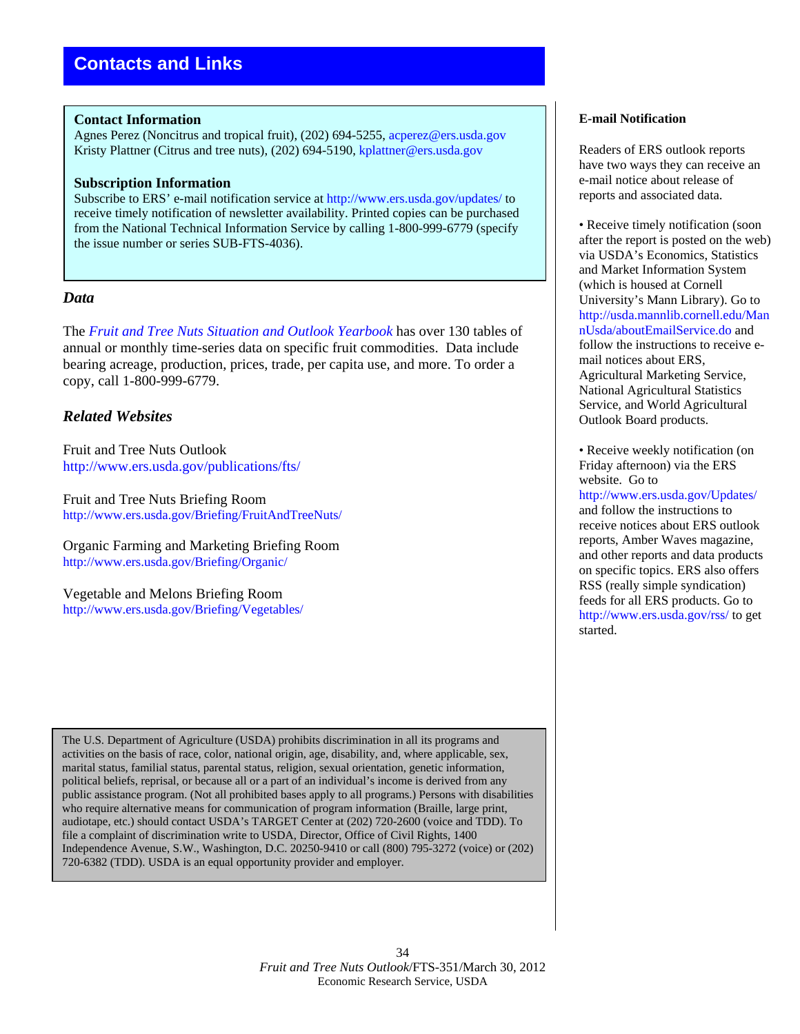## Contacts and Links

**Contact Information**
Agnes Perez (Noncitrus and tropical fruit), (202) 694-5255, acperez@ers.usda.gov
Kristy Plattner (Citrus and tree nuts), (202) 694-5190, kplattner@ers.usda.gov

**Subscription Information**
Subscribe to ERS' e-mail notification service at http://www.ers.usda.gov/updates/ to receive timely notification of newsletter availability. Printed copies can be purchased from the National Technical Information Service by calling 1-800-999-6779 (specify the issue number or series SUB-FTS-4036).

### *Data*

The *Fruit and Tree Nuts Situation and Outlook Yearbook* has over 130 tables of annual or monthly time-series data on specific fruit commodities. Data include bearing acreage, production, prices, trade, per capita use, and more. To order a copy, call 1-800-999-6779.

### *Related Websites*

Fruit and Tree Nuts Outlook
http://www.ers.usda.gov/publications/fts/

Fruit and Tree Nuts Briefing Room
http://www.ers.usda.gov/Briefing/FruitAndTreeNuts/

Organic Farming and Marketing Briefing Room
http://www.ers.usda.gov/Briefing/Organic/

Vegetable and Melons Briefing Room
http://www.ers.usda.gov/Briefing/Vegetables/

The U.S. Department of Agriculture (USDA) prohibits discrimination in all its programs and activities on the basis of race, color, national origin, age, disability, and, where applicable, sex, marital status, familial status, parental status, religion, sexual orientation, genetic information, political beliefs, reprisal, or because all or a part of an individual's income is derived from any public assistance program. (Not all prohibited bases apply to all programs.) Persons with disabilities who require alternative means for communication of program information (Braille, large print, audiotape, etc.) should contact USDA's TARGET Center at (202) 720-2600 (voice and TDD). To file a complaint of discrimination write to USDA, Director, Office of Civil Rights, 1400 Independence Avenue, S.W., Washington, D.C. 20250-9410 or call (800) 795-3272 (voice) or (202) 720-6382 (TDD). USDA is an equal opportunity provider and employer.

**E-mail Notification**

Readers of ERS outlook reports have two ways they can receive an e-mail notice about release of reports and associated data.

- Receive timely notification (soon after the report is posted on the web) via USDA's Economics, Statistics and Market Information System (which is housed at Cornell University's Mann Library). Go to http://usda.mannlib.cornell.edu/MannUsda/aboutEmailService.do and follow the instructions to receive e-mail notices about ERS, Agricultural Marketing Service, National Agricultural Statistics Service, and World Agricultural Outlook Board products.

- Receive weekly notification (on Friday afternoon) via the ERS website. Go to http://www.ers.usda.gov/Updates/ and follow the instructions to receive notices about ERS outlook reports, Amber Waves magazine, and other reports and data products on specific topics. ERS also offers RSS (really simple syndication) feeds for all ERS products. Go to http://www.ers.usda.gov/rss/ to get started.